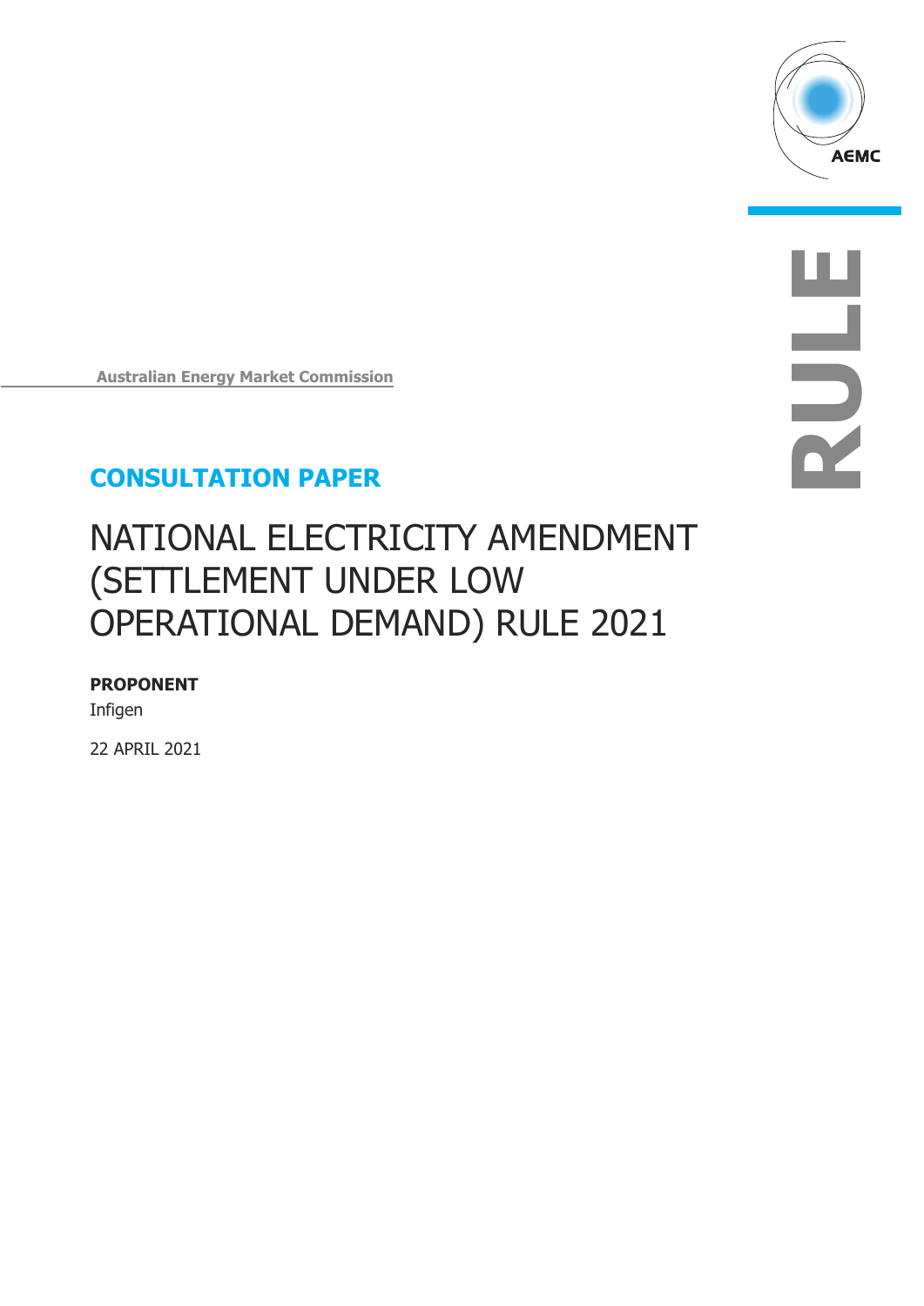AEMC

RULE

Australian Energy Market Commission

**CONSULTATION PAPER**

# NATIONAL ELECTRICITY AMENDMENT (SETTLEMENT UNDER LOW OPERATIONAL DEMAND) RULE 2021

**PROPONENT**

Infigen

22 APRIL 2021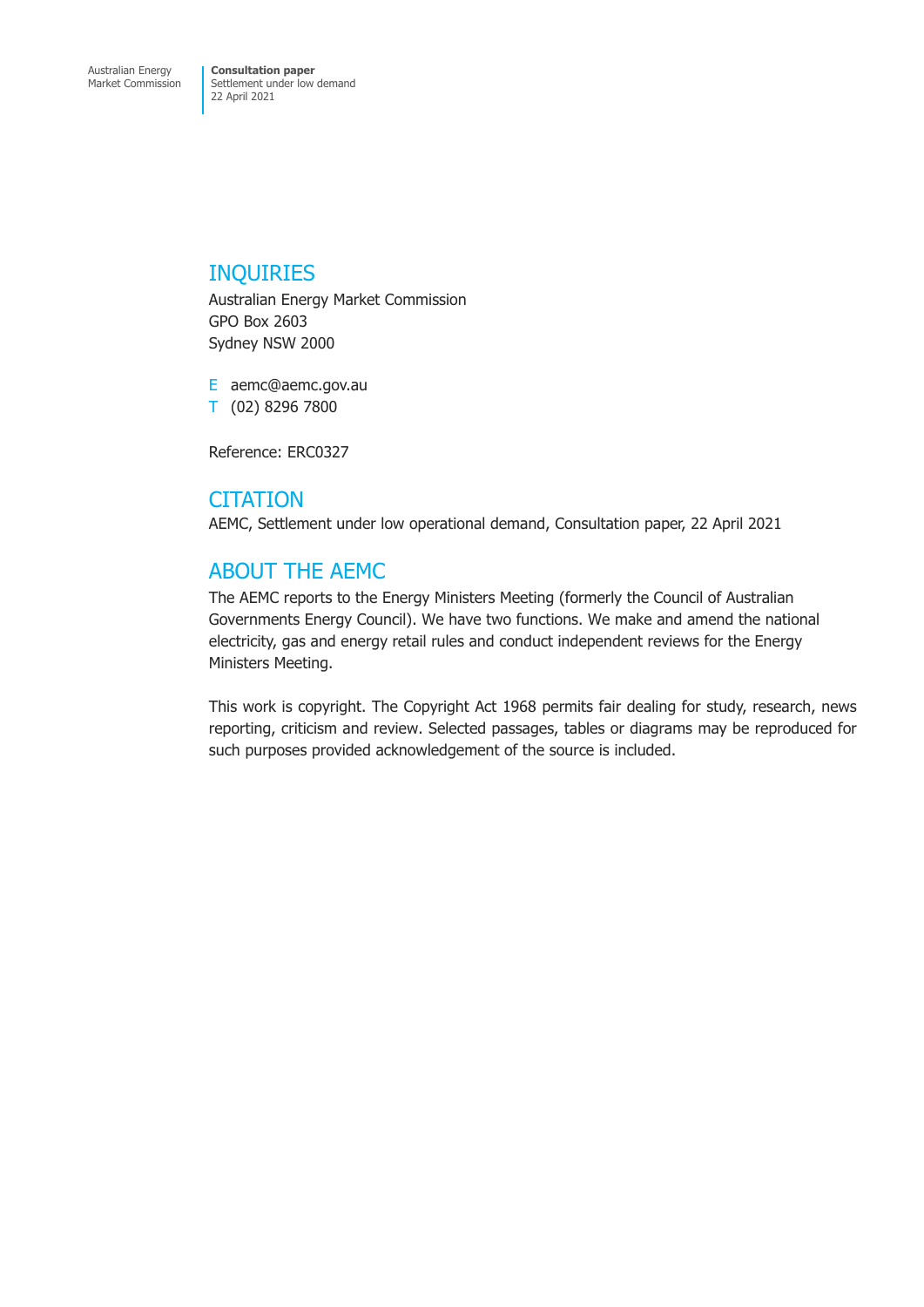# INQUIRIES

Australian Energy Market Commission
GPO Box 2603
Sydney NSW 2000

E aemc@aemc.gov.au
T (02) 8296 7800

Reference: ERC0327

# CITATION

AEMC, Settlement under low operational demand, Consultation paper, 22 April 2021

# ABOUT THE AEMC

The AEMC reports to the Energy Ministers Meeting (formerly the Council of Australian Governments Energy Council). We have two functions. We make and amend the national electricity, gas and energy retail rules and conduct independent reviews for the Energy Ministers Meeting.

This work is copyright. The Copyright Act 1968 permits fair dealing for study, research, news reporting, criticism and review. Selected passages, tables or diagrams may be reproduced for such purposes provided acknowledgement of the source is included.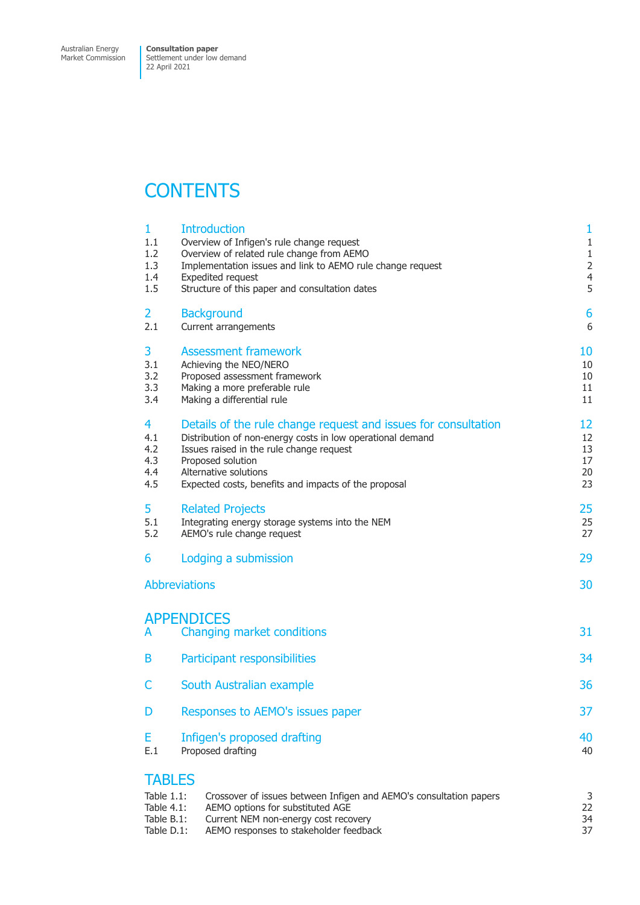# CONTENTS

| | | |
|---|---|---|
| 1 | Introduction | 1 |
| 1.1 | Overview of Infigen's rule change request | 1 |
| 1.2 | Overview of related rule change from AEMO | 1 |
| 1.3 | Implementation issues and link to AEMO rule change request | 2 |
| 1.4 | Expedited request | 4 |
| 1.5 | Structure of this paper and consultation dates | 5 |
| 2 | Background | 6 |
| 2.1 | Current arrangements | 6 |
| 3 | Assessment framework | 10 |
| 3.1 | Achieving the NEO/NERO | 10 |
| 3.2 | Proposed assessment framework | 10 |
| 3.3 | Making a more preferable rule | 11 |
| 3.4 | Making a differential rule | 11 |
| 4 | Details of the rule change request and issues for consultation | 12 |
| 4.1 | Distribution of non-energy costs in low operational demand | 12 |
| 4.2 | Issues raised in the rule change request | 13 |
| 4.3 | Proposed solution | 17 |
| 4.4 | Alternative solutions | 20 |
| 4.5 | Expected costs, benefits and impacts of the proposal | 23 |
| 5 | Related Projects | 25 |
| 5.1 | Integrating energy storage systems into the NEM | 25 |
| 5.2 | AEMO's rule change request | 27 |
| 6 | Lodging a submission | 29 |
| | Abbreviations | 30 |

## APPENDICES

| | | |
|---|---|---|
| A | Changing market conditions | 31 |
| B | Participant responsibilities | 34 |
| C | South Australian example | 36 |
| D | Responses to AEMO's issues paper | 37 |
| E | Infigen's proposed drafting | 40 |
| E.1 | Proposed drafting | 40 |

## TABLES

| | | |
|---|---|---|
| Table 1.1: | Crossover of issues between Infigen and AEMO's consultation papers | 3 |
| Table 4.1: | AEMO options for substituted AGE | 22 |
| Table B.1: | Current NEM non-energy cost recovery | 34 |
| Table D.1: | AEMO responses to stakeholder feedback | 37 |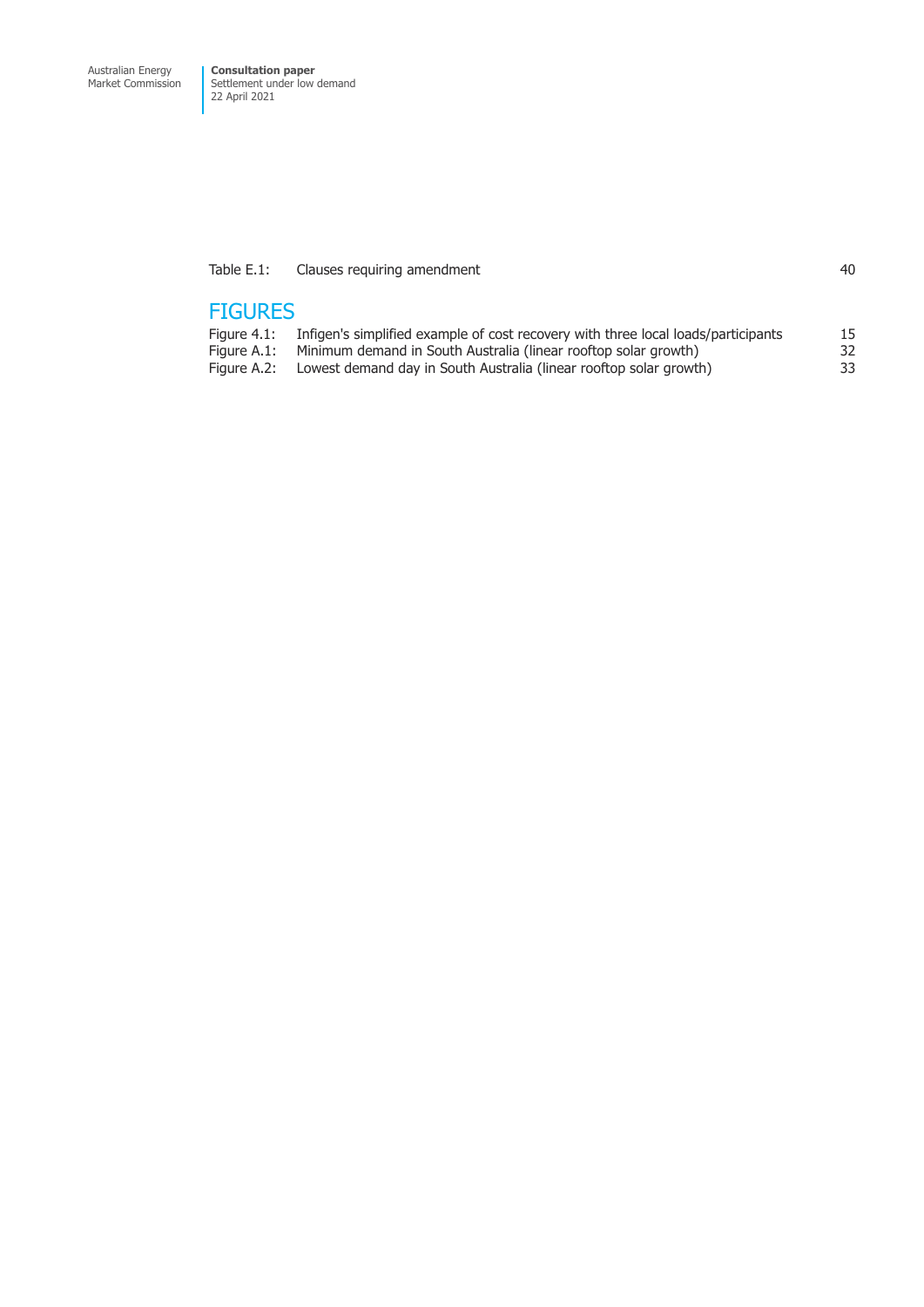| | | |
|---|---|---|
| Table E.1: | Clauses requiring amendment | 40 |

## FIGURES

| | | |
|---|---|---|
| Figure 4.1: | Infigen's simplified example of cost recovery with three local loads/participants | 15 |
| Figure A.1: | Minimum demand in South Australia (linear rooftop solar growth) | 32 |
| Figure A.2: | Lowest demand day in South Australia (linear rooftop solar growth) | 33 |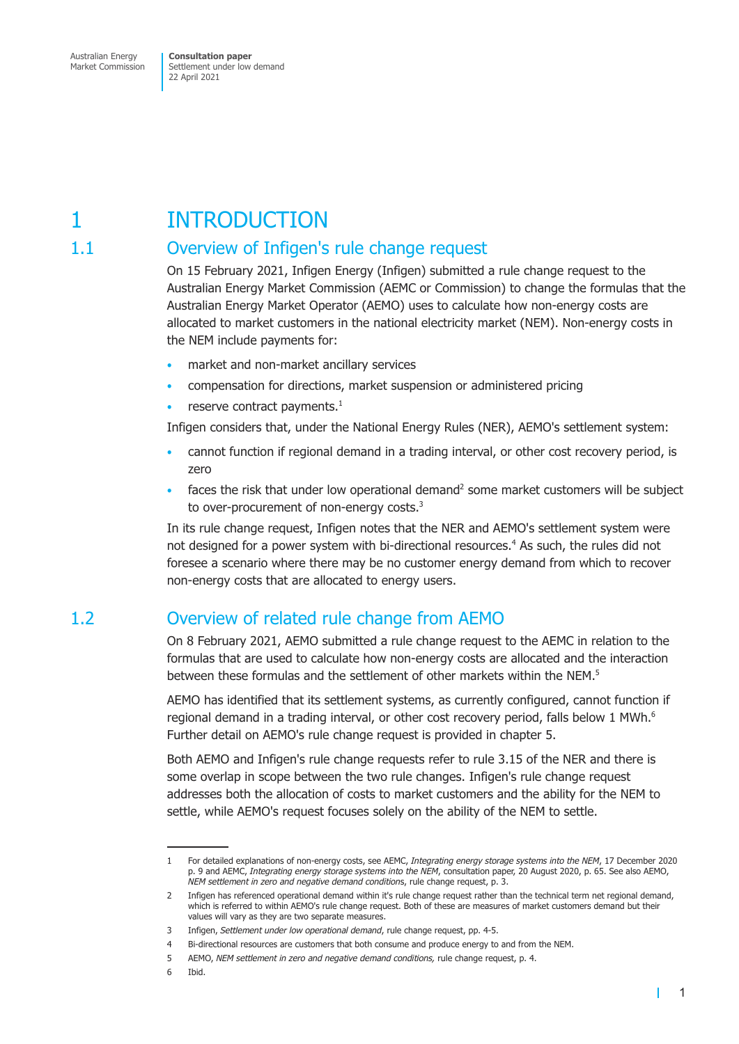// Example Usage:
// This output is the page transcription.

# 1 INTRODUCTION

## 1.1 Overview of Infigen's rule change request

On 15 February 2021, Infigen Energy (Infigen) submitted a rule change request to the Australian Energy Market Commission (AEMC or Commission) to change the formulas that the Australian Energy Market Operator (AEMO) uses to calculate how non-energy costs are allocated to market customers in the national electricity market (NEM). Non-energy costs in the NEM include payments for:

- market and non-market ancillary services
- compensation for directions, market suspension or administered pricing
- reserve contract payments.[1]

Infigen considers that, under the National Energy Rules (NER), AEMO's settlement system:

- cannot function if regional demand in a trading interval, or other cost recovery period, is zero
- faces the risk that under low operational demand[2] some market customers will be subject to over-procurement of non-energy costs.[3]

In its rule change request, Infigen notes that the NER and AEMO's settlement system were not designed for a power system with bi-directional resources.[4] As such, the rules did not foresee a scenario where there may be no customer energy demand from which to recover non-energy costs that are allocated to energy users.

## 1.2 Overview of related rule change from AEMO

On 8 February 2021, AEMO submitted a rule change request to the AEMC in relation to the formulas that are used to calculate how non-energy costs are allocated and the interaction between these formulas and the settlement of other markets within the NEM.[5]

AEMO has identified that its settlement systems, as currently configured, cannot function if regional demand in a trading interval, or other cost recovery period, falls below 1 MWh.[6] Further detail on AEMO's rule change request is provided in chapter 5.

Both AEMO and Infigen's rule change requests refer to rule 3.15 of the NER and there is some overlap in scope between the two rule changes. Infigen's rule change request addresses both the allocation of costs to market customers and the ability for the NEM to settle, while AEMO's request focuses solely on the ability of the NEM to settle.

---

1 For detailed explanations of non-energy costs, see AEMC, *Integrating energy storage systems into the NEM*, 17 December 2020 p. 9 and AEMC, *Integrating energy storage systems into the NEM*, consultation paper, 20 August 2020, p. 65. See also AEMO, *NEM settlement in zero and negative demand conditions*, rule change request, p. 3.

2 Infigen has referenced operational demand within it's rule change request rather than the technical term net regional demand, which is referred to within AEMO's rule change request. Both of these are measures of market customers demand but their values will vary as they are two separate measures.

3 Infigen, *Settlement under low operational demand*, rule change request, pp. 4-5.

4 Bi-directional resources are customers that both consume and produce energy to and from the NEM.

5 AEMO, *NEM settlement in zero and negative demand conditions,* rule change request, p. 4.

6 Ibid.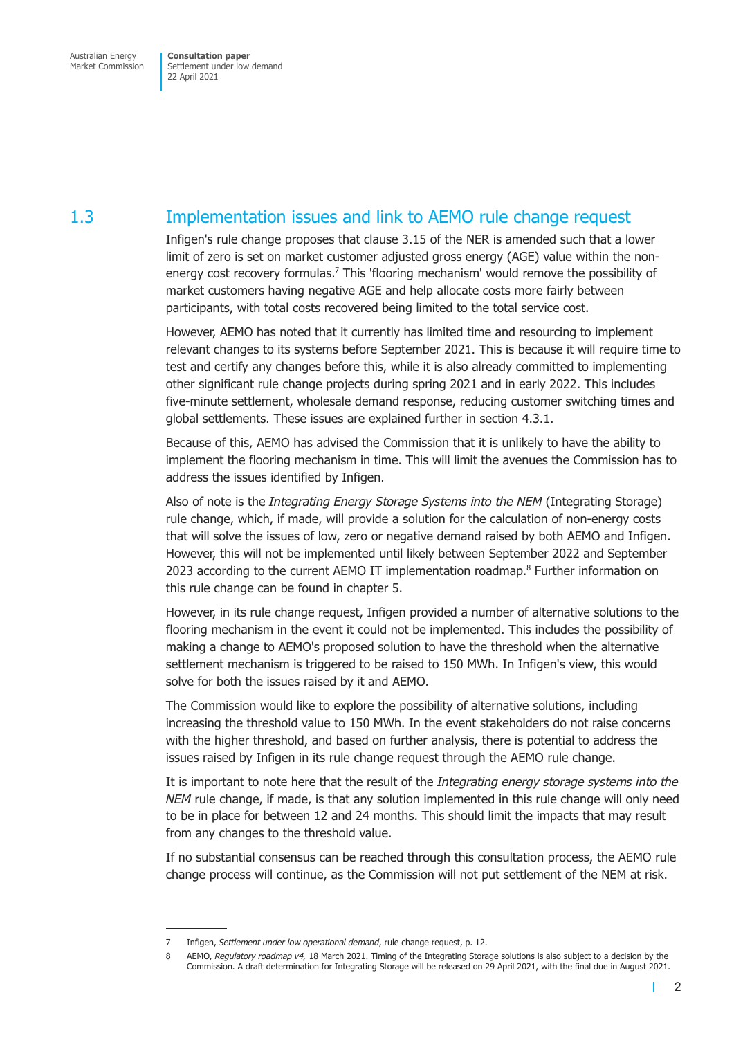## 1.3 Implementation issues and link to AEMO rule change request

Infigen's rule change proposes that clause 3.15 of the NER is amended such that a lower limit of zero is set on market customer adjusted gross energy (AGE) value within the non-energy cost recovery formulas.[7] This 'flooring mechanism' would remove the possibility of market customers having negative AGE and help allocate costs more fairly between participants, with total costs recovered being limited to the total service cost.

However, AEMO has noted that it currently has limited time and resourcing to implement relevant changes to its systems before September 2021. This is because it will require time to test and certify any changes before this, while it is also already committed to implementing other significant rule change projects during spring 2021 and in early 2022. This includes five-minute settlement, wholesale demand response, reducing customer switching times and global settlements. These issues are explained further in section 4.3.1.

Because of this, AEMO has advised the Commission that it is unlikely to have the ability to implement the flooring mechanism in time. This will limit the avenues the Commission has to address the issues identified by Infigen.

Also of note is the *Integrating Energy Storage Systems into the NEM* (Integrating Storage) rule change, which, if made, will provide a solution for the calculation of non-energy costs that will solve the issues of low, zero or negative demand raised by both AEMO and Infigen. However, this will not be implemented until likely between September 2022 and September 2023 according to the current AEMO IT implementation roadmap.[8] Further information on this rule change can be found in chapter 5.

However, in its rule change request, Infigen provided a number of alternative solutions to the flooring mechanism in the event it could not be implemented. This includes the possibility of making a change to AEMO's proposed solution to have the threshold when the alternative settlement mechanism is triggered to be raised to 150 MWh. In Infigen's view, this would solve for both the issues raised by it and AEMO.

The Commission would like to explore the possibility of alternative solutions, including increasing the threshold value to 150 MWh. In the event stakeholders do not raise concerns with the higher threshold, and based on further analysis, there is potential to address the issues raised by Infigen in its rule change request through the AEMO rule change.

It is important to note here that the result of the *Integrating energy storage systems into the NEM* rule change, if made, is that any solution implemented in this rule change will only need to be in place for between 12 and 24 months. This should limit the impacts that may result from any changes to the threshold value.

If no substantial consensus can be reached through this consultation process, the AEMO rule change process will continue, as the Commission will not put settlement of the NEM at risk.

---

7 Infigen, *Settlement under low operational demand*, rule change request, p. 12.

8 AEMO, *Regulatory roadmap v4,* 18 March 2021. Timing of the Integrating Storage solutions is also subject to a decision by the Commission. A draft determination for Integrating Storage will be released on 29 April 2021, with the final due in August 2021.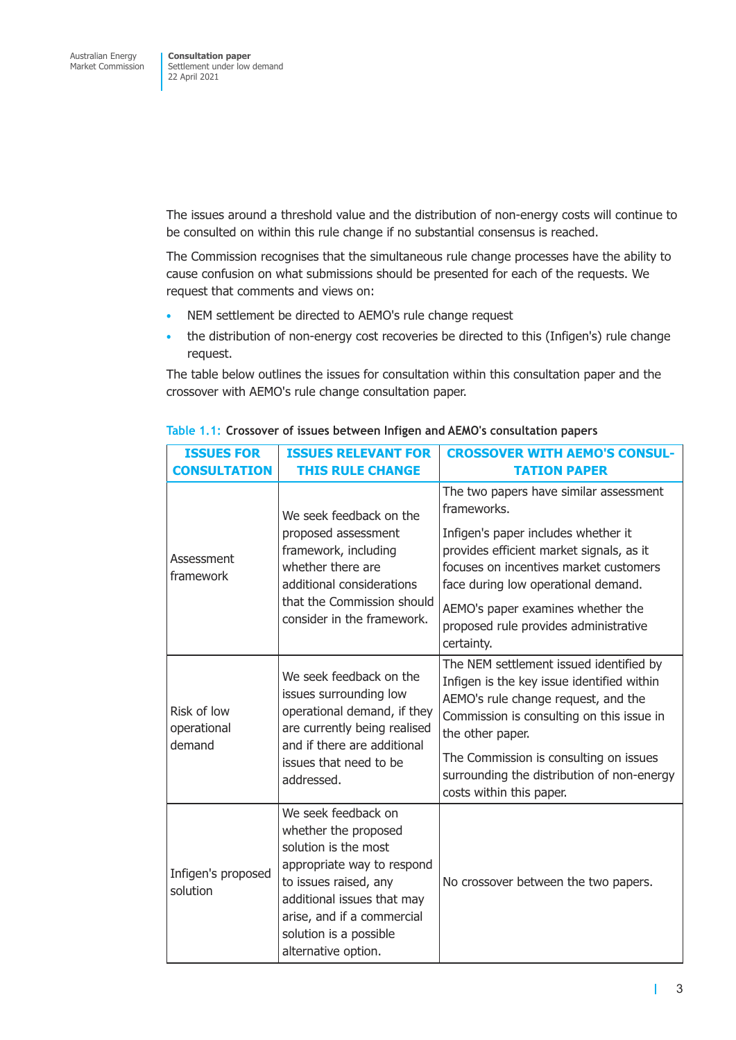The issues around a threshold value and the distribution of non-energy costs will continue to be consulted on within this rule change if no substantial consensus is reached.

The Commission recognises that the simultaneous rule change processes have the ability to cause confusion on what submissions should be presented for each of the requests. We request that comments and views on:

- NEM settlement be directed to AEMO's rule change request
- the distribution of non-energy cost recoveries be directed to this (Infigen's) rule change request.

The table below outlines the issues for consultation within this consultation paper and the crossover with AEMO's rule change consultation paper.

Table 1.1: **Crossover of issues between Infigen and AEMO's consultation papers**

| ISSUES FOR CONSULTATION | ISSUES RELEVANT FOR THIS RULE CHANGE | CROSSOVER WITH AEMO'S CONSULTATION PAPER |
|---|---|---|
| Assessment framework | We seek feedback on the proposed assessment framework, including whether there are additional considerations that the Commission should consider in the framework. | The two papers have similar assessment frameworks.<br><br>Infigen's paper includes whether it provides efficient market signals, as it focuses on incentives market customers face during low operational demand.<br><br>AEMO's paper examines whether the proposed rule provides administrative certainty. |
| Risk of low operational demand | We seek feedback on the issues surrounding low operational demand, if they are currently being realised and if there are additional issues that need to be addressed. | The NEM settlement issued identified by Infigen is the key issue identified within AEMO's rule change request, and the Commission is consulting on this issue in the other paper.<br><br>The Commission is consulting on issues surrounding the distribution of non-energy costs within this paper. |
| Infigen's proposed solution | We seek feedback on whether the proposed solution is the most appropriate way to respond to issues raised, any additional issues that may arise, and if a commercial solution is a possible alternative option. | No crossover between the two papers. |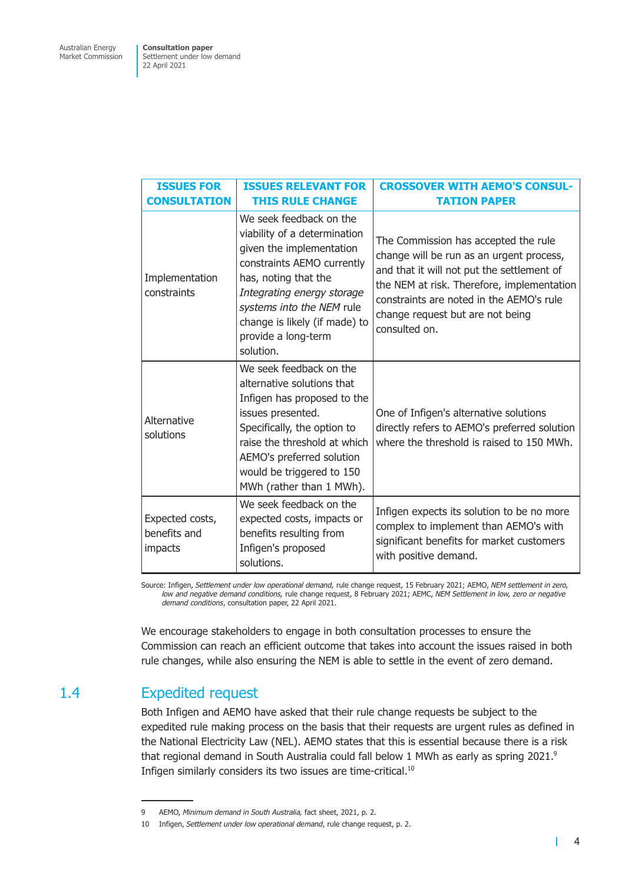| ISSUES FOR CONSULTATION | ISSUES RELEVANT FOR THIS RULE CHANGE | CROSSOVER WITH AEMO'S CONSULTATION PAPER |
|---|---|---|
| Implementation constraints | We seek feedback on the viability of a determination given the implementation constraints AEMO currently has, noting that the *Integrating energy storage systems into the NEM* rule change is likely (if made) to provide a long-term solution. | The Commission has accepted the rule change will be run as an urgent process, and that it will not put the settlement of the NEM at risk. Therefore, implementation constraints are noted in the AEMO's rule change request but are not being consulted on. |
| Alternative solutions | We seek feedback on the alternative solutions that Infigen has proposed to the issues presented. Specifically, the option to raise the threshold at which AEMO's preferred solution would be triggered to 150 MWh (rather than 1 MWh). | One of Infigen's alternative solutions directly refers to AEMO's preferred solution where the threshold is raised to 150 MWh. |
| Expected costs, benefits and impacts | We seek feedback on the expected costs, impacts or benefits resulting from Infigen's proposed solutions. | Infigen expects its solution to be no more complex to implement than AEMO's with significant benefits for market customers with positive demand. |

Source: Infigen, *Settlement under low operational demand,* rule change request, 15 February 2021; AEMO, *NEM settlement in zero, low and negative demand conditions,* rule change request, 8 February 2021; AEMC, *NEM Settlement in low, zero or negative demand conditions*, consultation paper, 22 April 2021.

We encourage stakeholders to engage in both consultation processes to ensure the Commission can reach an efficient outcome that takes into account the issues raised in both rule changes, while also ensuring the NEM is able to settle in the event of zero demand.

## 1.4 Expedited request

Both Infigen and AEMO have asked that their rule change requests be subject to the expedited rule making process on the basis that their requests are urgent rules as defined in the National Electricity Law (NEL). AEMO states that this is essential because there is a risk that regional demand in South Australia could fall below 1 MWh as early as spring 2021.[9] Infigen similarly considers its two issues are time-critical.[10]

9 AEMO, *Minimum demand in South Australia,* fact sheet, 2021, p. 2.

10 Infigen, *Settlement under low operational demand*, rule change request, p. 2.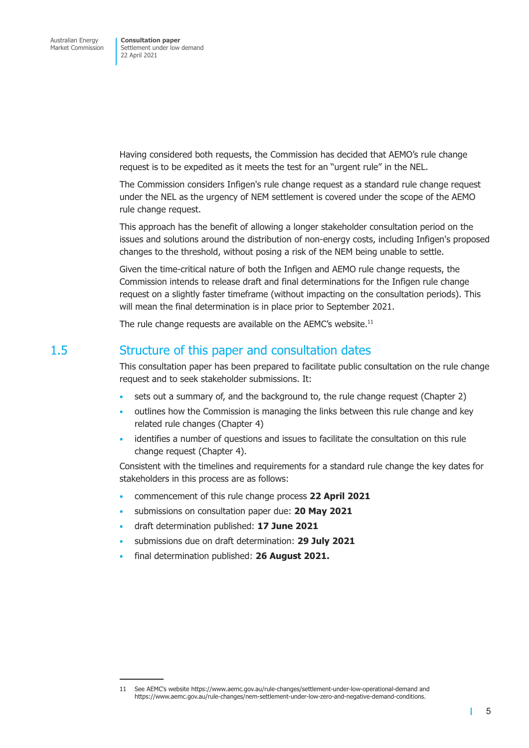Having considered both requests, the Commission has decided that AEMO's rule change request is to be expedited as it meets the test for an "urgent rule" in the NEL.

The Commission considers Infigen's rule change request as a standard rule change request under the NEL as the urgency of NEM settlement is covered under the scope of the AEMO rule change request.

This approach has the benefit of allowing a longer stakeholder consultation period on the issues and solutions around the distribution of non-energy costs, including Infigen's proposed changes to the threshold, without posing a risk of the NEM being unable to settle.

Given the time-critical nature of both the Infigen and AEMO rule change requests, the Commission intends to release draft and final determinations for the Infigen rule change request on a slightly faster timeframe (without impacting on the consultation periods). This will mean the final determination is in place prior to September 2021.

The rule change requests are available on the AEMC's website.[11]

## 1.5 Structure of this paper and consultation dates

This consultation paper has been prepared to facilitate public consultation on the rule change request and to seek stakeholder submissions. It:

- sets out a summary of, and the background to, the rule change request (Chapter 2)
- outlines how the Commission is managing the links between this rule change and key related rule changes (Chapter 4)
- identifies a number of questions and issues to facilitate the consultation on this rule change request (Chapter 4).

Consistent with the timelines and requirements for a standard rule change the key dates for stakeholders in this process are as follows:

- commencement of this rule change process **22 April 2021**
- submissions on consultation paper due: **20 May 2021**
- draft determination published: **17 June 2021**
- submissions due on draft determination: **29 July 2021**
- final determination published: **26 August 2021.**

11 See AEMC's website https://www.aemc.gov.au/rule-changes/settlement-under-low-operational-demand and https://www.aemc.gov.au/rule-changes/nem-settlement-under-low-zero-and-negative-demand-conditions.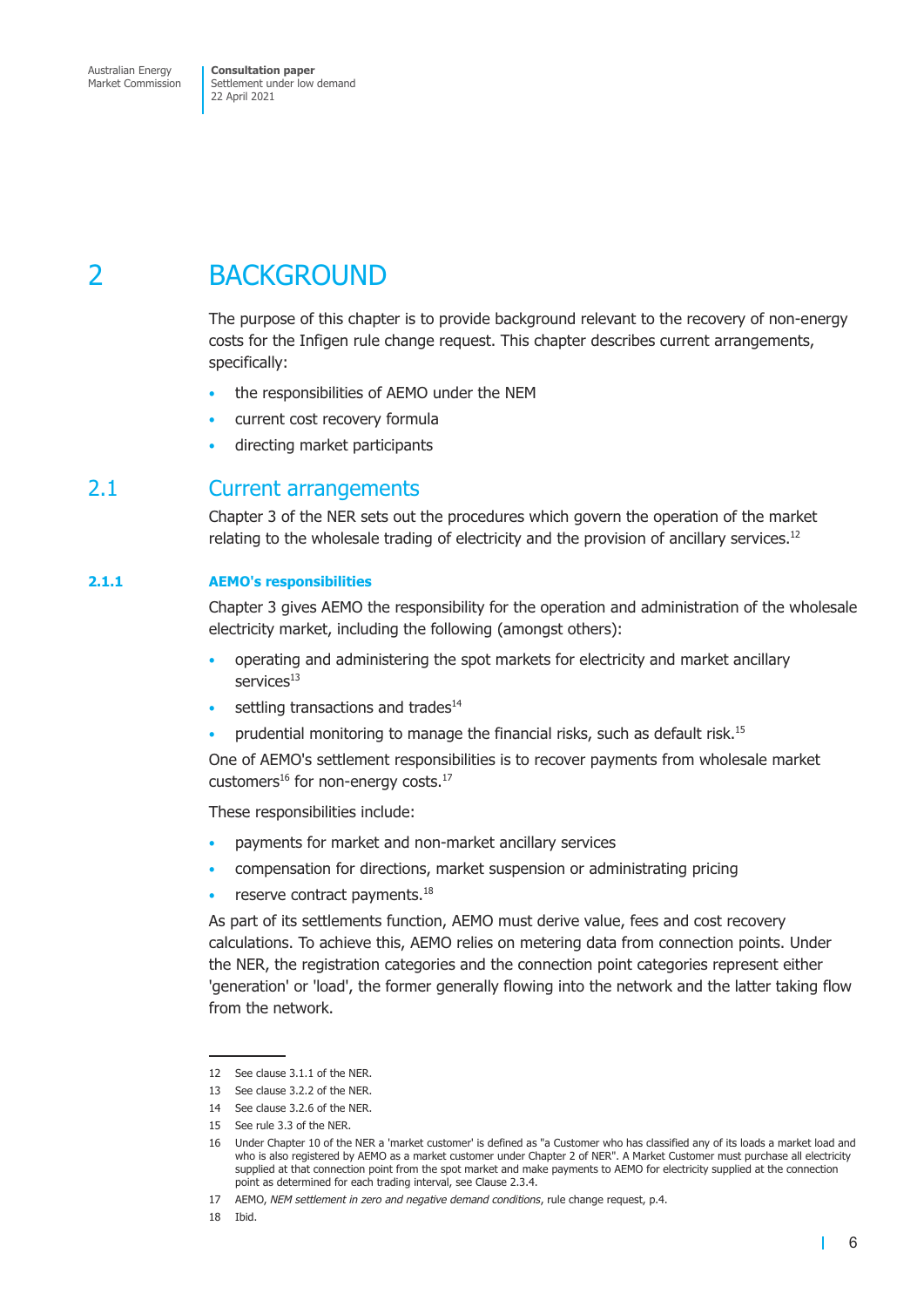# 2 BACKGROUND

The purpose of this chapter is to provide background relevant to the recovery of non-energy costs for the Infigen rule change request. This chapter describes current arrangements, specifically:

- the responsibilities of AEMO under the NEM
- current cost recovery formula
- directing market participants

## 2.1 Current arrangements

Chapter 3 of the NER sets out the procedures which govern the operation of the market relating to the wholesale trading of electricity and the provision of ancillary services.[12]

### 2.1.1 AEMO's responsibilities

Chapter 3 gives AEMO the responsibility for the operation and administration of the wholesale electricity market, including the following (amongst others):

- operating and administering the spot markets for electricity and market ancillary services[13]
- settling transactions and trades[14]
- prudential monitoring to manage the financial risks, such as default risk.[15]

One of AEMO's settlement responsibilities is to recover payments from wholesale market customers[16] for non-energy costs.[17]

These responsibilities include:

- payments for market and non-market ancillary services
- compensation for directions, market suspension or administrating pricing
- reserve contract payments.[18]

As part of its settlements function, AEMO must derive value, fees and cost recovery calculations. To achieve this, AEMO relies on metering data from connection points. Under the NER, the registration categories and the connection point categories represent either 'generation' or 'load', the former generally flowing into the network and the latter taking flow from the network.

---

12 See clause 3.1.1 of the NER.

13 See clause 3.2.2 of the NER.

14 See clause 3.2.6 of the NER.

15 See rule 3.3 of the NER.

16 Under Chapter 10 of the NER a 'market customer' is defined as "a Customer who has classified any of its loads a market load and who is also registered by AEMO as a market customer under Chapter 2 of NER". A Market Customer must purchase all electricity supplied at that connection point from the spot market and make payments to AEMO for electricity supplied at the connection point as determined for each trading interval, see Clause 2.3.4.

17 AEMO, *NEM settlement in zero and negative demand conditions*, rule change request, p.4.

18 Ibid.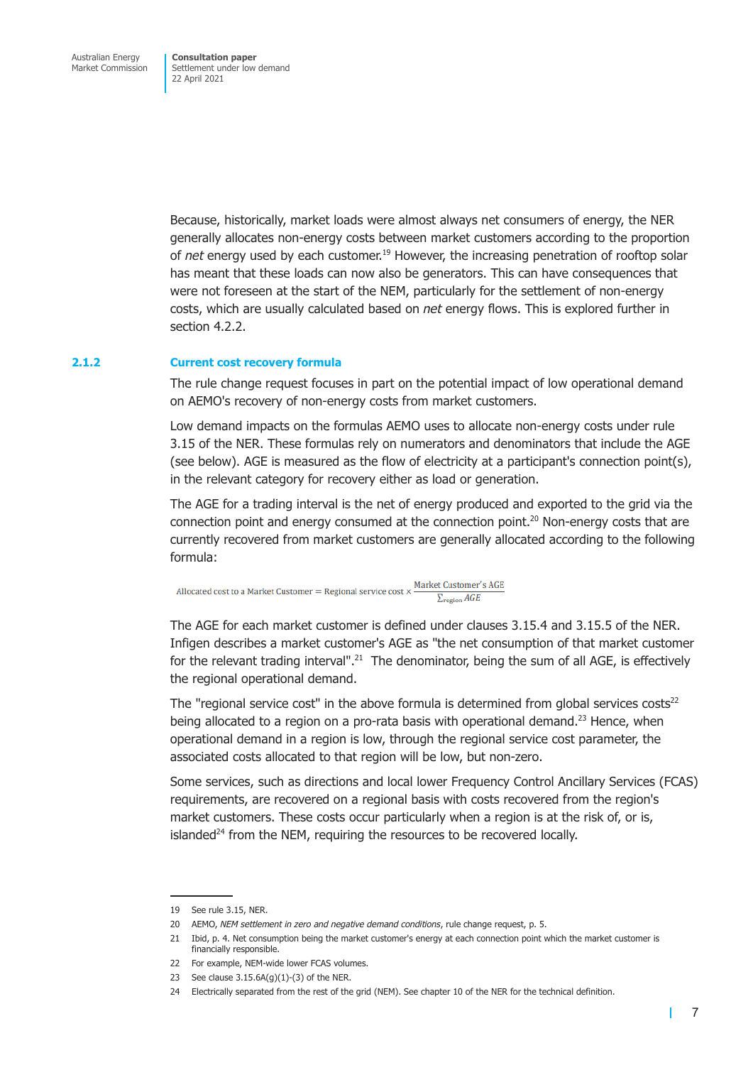Because, historically, market loads were almost always net consumers of energy, the NER generally allocates non-energy costs between market customers according to the proportion of *net* energy used by each customer.[19] However, the increasing penetration of rooftop solar has meant that these loads can now also be generators. This can have consequences that were not foreseen at the start of the NEM, particularly for the settlement of non-energy costs, which are usually calculated based on *net* energy flows. This is explored further in section 4.2.2.

### 2.1.2 Current cost recovery formula

The rule change request focuses in part on the potential impact of low operational demand on AEMO's recovery of non-energy costs from market customers.

Low demand impacts on the formulas AEMO uses to allocate non-energy costs under rule 3.15 of the NER. These formulas rely on numerators and denominators that include the AGE (see below). AGE is measured as the flow of electricity at a participant's connection point(s), in the relevant category for recovery either as load or generation.

The AGE for a trading interval is the net of energy produced and exported to the grid via the connection point and energy consumed at the connection point.[20] Non-energy costs that are currently recovered from market customers are generally allocated according to the following formula:

$$\text{Allocated cost to a Market Customer} = \text{Regional service cost} \times \frac{\text{Market Customer's AGE}}{\sum_{\text{region}} AGE}$$

The AGE for each market customer is defined under clauses 3.15.4 and 3.15.5 of the NER. Infigen describes a market customer's AGE as "the net consumption of that market customer for the relevant trading interval".[21] The denominator, being the sum of all AGE, is effectively the regional operational demand.

The "regional service cost" in the above formula is determined from global services costs[22] being allocated to a region on a pro-rata basis with operational demand.[23] Hence, when operational demand in a region is low, through the regional service cost parameter, the associated costs allocated to that region will be low, but non-zero.

Some services, such as directions and local lower Frequency Control Ancillary Services (FCAS) requirements, are recovered on a regional basis with costs recovered from the region's market customers. These costs occur particularly when a region is at the risk of, or is, islanded[24] from the NEM, requiring the resources to be recovered locally.

---

19 See rule 3.15, NER.

20 AEMO, *NEM settlement in zero and negative demand conditions*, rule change request, p. 5.

21 Ibid, p. 4. Net consumption being the market customer's energy at each connection point which the market customer is financially responsible.

22 For example, NEM-wide lower FCAS volumes.

23 See clause 3.15.6A(g)(1)-(3) of the NER.

24 Electrically separated from the rest of the grid (NEM). See chapter 10 of the NER for the technical definition.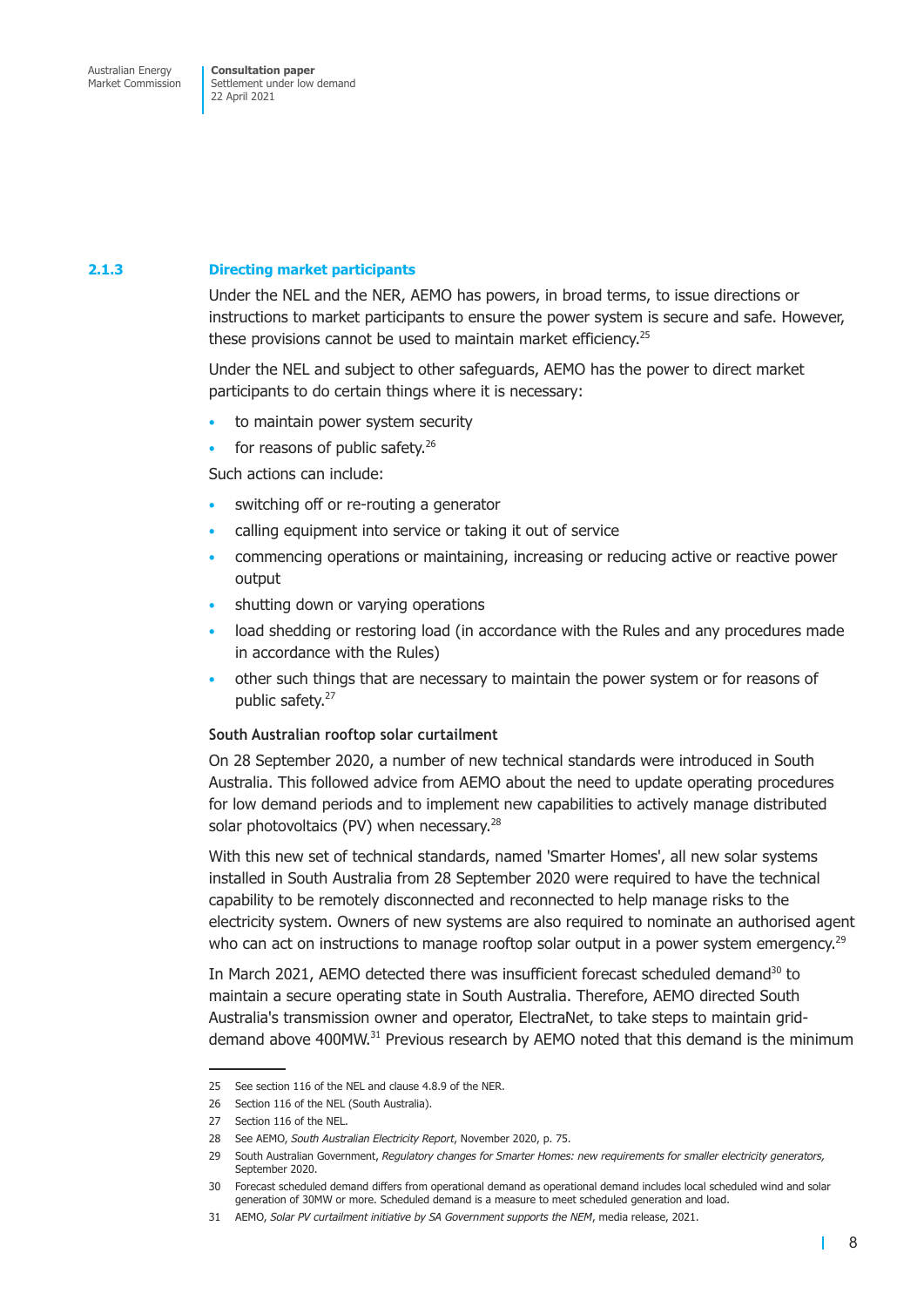### 2.1.3 Directing market participants

Under the NEL and the NER, AEMO has powers, in broad terms, to issue directions or instructions to market participants to ensure the power system is secure and safe. However, these provisions cannot be used to maintain market efficiency.[25]

Under the NEL and subject to other safeguards, AEMO has the power to direct market participants to do certain things where it is necessary:

- to maintain power system security
- for reasons of public safety.[26]

Such actions can include:

- switching off or re-routing a generator
- calling equipment into service or taking it out of service
- commencing operations or maintaining, increasing or reducing active or reactive power output
- shutting down or varying operations
- load shedding or restoring load (in accordance with the Rules and any procedures made in accordance with the Rules)
- other such things that are necessary to maintain the power system or for reasons of public safety.[27]

**South Australian rooftop solar curtailment**

On 28 September 2020, a number of new technical standards were introduced in South Australia. This followed advice from AEMO about the need to update operating procedures for low demand periods and to implement new capabilities to actively manage distributed solar photovoltaics (PV) when necessary.[28]

With this new set of technical standards, named 'Smarter Homes', all new solar systems installed in South Australia from 28 September 2020 were required to have the technical capability to be remotely disconnected and reconnected to help manage risks to the electricity system. Owners of new systems are also required to nominate an authorised agent who can act on instructions to manage rooftop solar output in a power system emergency.[29]

In March 2021, AEMO detected there was insufficient forecast scheduled demand[30] to maintain a secure operating state in South Australia. Therefore, AEMO directed South Australia's transmission owner and operator, ElectraNet, to take steps to maintain grid-demand above 400MW.[31] Previous research by AEMO noted that this demand is the minimum

---

25 See section 116 of the NEL and clause 4.8.9 of the NER.

26 Section 116 of the NEL (South Australia).

27 Section 116 of the NEL.

28 See AEMO, *South Australian Electricity Report*, November 2020, p. 75.

29 South Australian Government, *Regulatory changes for Smarter Homes: new requirements for smaller electricity generators*, September 2020.

30 Forecast scheduled demand differs from operational demand as operational demand includes local scheduled wind and solar generation of 30MW or more. Scheduled demand is a measure to meet scheduled generation and load.

31 AEMO, *Solar PV curtailment initiative by SA Government supports the NEM*, media release, 2021.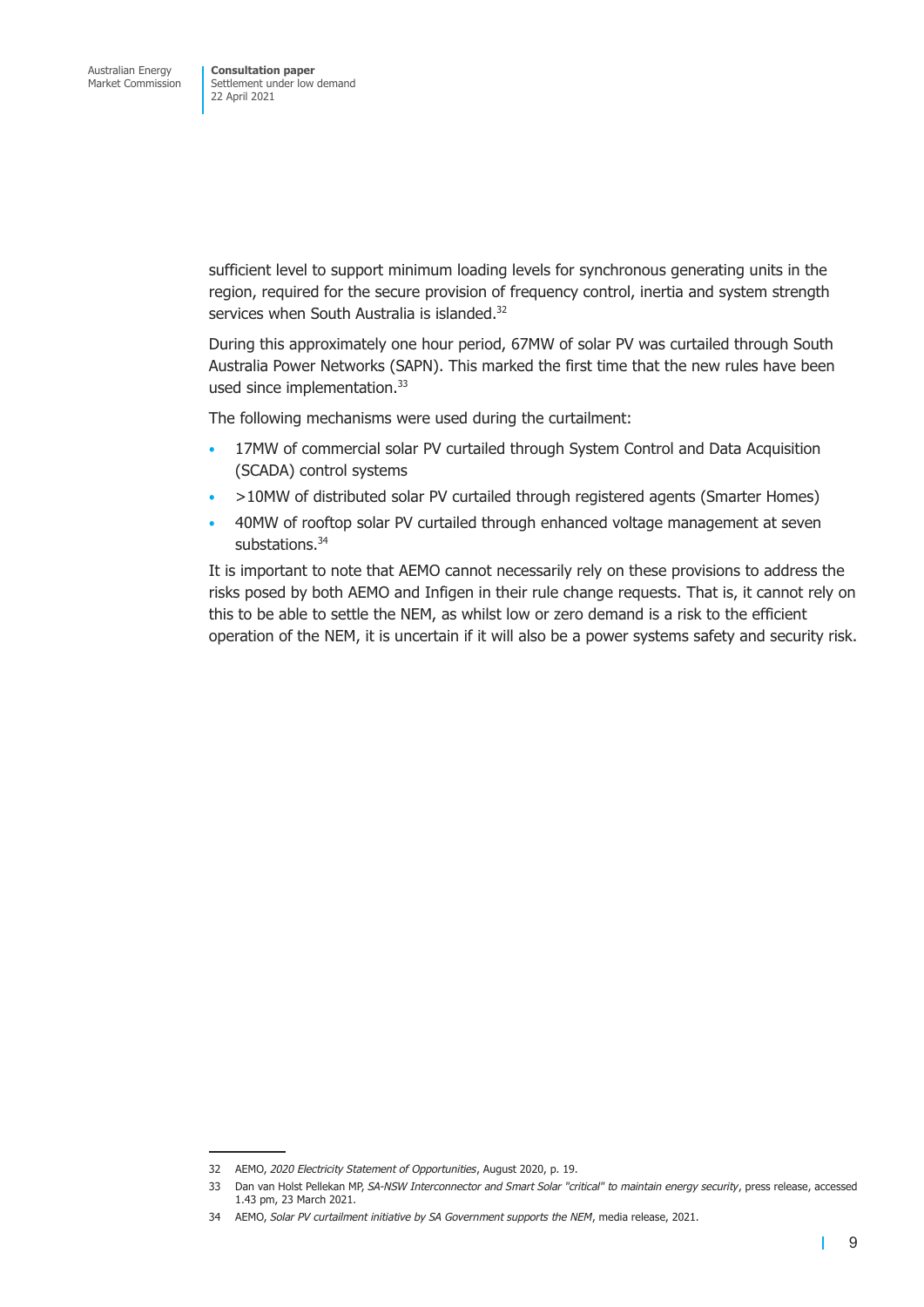sufficient level to support minimum loading levels for synchronous generating units in the region, required for the secure provision of frequency control, inertia and system strength services when South Australia is islanded.[32]

During this approximately one hour period, 67MW of solar PV was curtailed through South Australia Power Networks (SAPN). This marked the first time that the new rules have been used since implementation.[33]

The following mechanisms were used during the curtailment:

- 17MW of commercial solar PV curtailed through System Control and Data Acquisition (SCADA) control systems
- >10MW of distributed solar PV curtailed through registered agents (Smarter Homes)
- 40MW of rooftop solar PV curtailed through enhanced voltage management at seven substations.[34]

It is important to note that AEMO cannot necessarily rely on these provisions to address the risks posed by both AEMO and Infigen in their rule change requests. That is, it cannot rely on this to be able to settle the NEM, as whilst low or zero demand is a risk to the efficient operation of the NEM, it is uncertain if it will also be a power systems safety and security risk.

---

32 AEMO, *2020 Electricity Statement of Opportunities*, August 2020, p. 19.

33 Dan van Holst Pellekan MP, *SA-NSW Interconnector and Smart Solar "critical" to maintain energy security*, press release, accessed 1.43 pm, 23 March 2021.

34 AEMO, *Solar PV curtailment initiative by SA Government supports the NEM*, media release, 2021.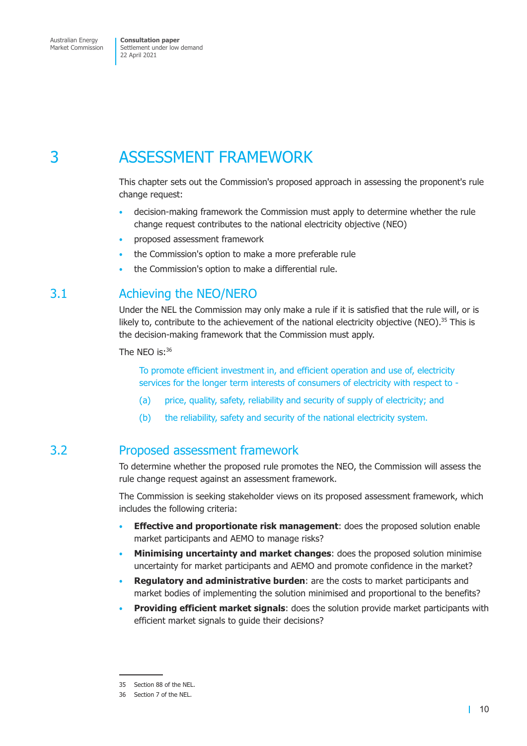# 3 ASSESSMENT FRAMEWORK

This chapter sets out the Commission's proposed approach in assessing the proponent's rule change request:

- decision-making framework the Commission must apply to determine whether the rule change request contributes to the national electricity objective (NEO)
- proposed assessment framework
- the Commission's option to make a more preferable rule
- the Commission's option to make a differential rule.

## 3.1 Achieving the NEO/NERO

Under the NEL the Commission may only make a rule if it is satisfied that the rule will, or is likely to, contribute to the achievement of the national electricity objective (NEO).[35] This is the decision-making framework that the Commission must apply.

The NEO is:[36]

> To promote efficient investment in, and efficient operation and use of, electricity services for the longer term interests of consumers of electricity with respect to -
>
> (a) price, quality, safety, reliability and security of supply of electricity; and
>
> (b) the reliability, safety and security of the national electricity system.

## 3.2 Proposed assessment framework

To determine whether the proposed rule promotes the NEO, the Commission will assess the rule change request against an assessment framework.

The Commission is seeking stakeholder views on its proposed assessment framework, which includes the following criteria:

- **Effective and proportionate risk management**: does the proposed solution enable market participants and AEMO to manage risks?
- **Minimising uncertainty and market changes**: does the proposed solution minimise uncertainty for market participants and AEMO and promote confidence in the market?
- **Regulatory and administrative burden**: are the costs to market participants and market bodies of implementing the solution minimised and proportional to the benefits?
- **Providing efficient market signals**: does the solution provide market participants with efficient market signals to guide their decisions?

35 Section 88 of the NEL.

36 Section 7 of the NEL.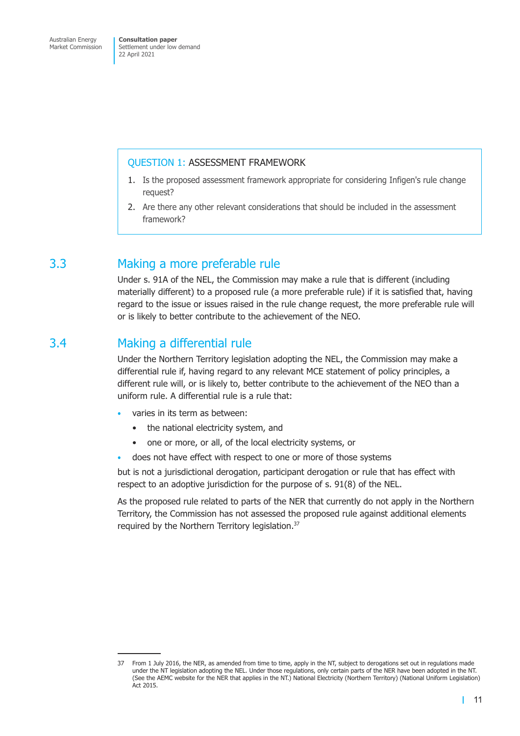**QUESTION 1: ASSESSMENT FRAMEWORK**

1. Is the proposed assessment framework appropriate for considering Infigen's rule change request?
2. Are there any other relevant considerations that should be included in the assessment framework?

## 3.3 Making a more preferable rule

Under s. 91A of the NEL, the Commission may make a rule that is different (including materially different) to a proposed rule (a more preferable rule) if it is satisfied that, having regard to the issue or issues raised in the rule change request, the more preferable rule will or is likely to better contribute to the achievement of the NEO.

## 3.4 Making a differential rule

Under the Northern Territory legislation adopting the NEL, the Commission may make a differential rule if, having regard to any relevant MCE statement of policy principles, a different rule will, or is likely to, better contribute to the achievement of the NEO than a uniform rule. A differential rule is a rule that:

- varies in its term as between:
  - the national electricity system, and
  - one or more, or all, of the local electricity systems, or
- does not have effect with respect to one or more of those systems

but is not a jurisdictional derogation, participant derogation or rule that has effect with respect to an adoptive jurisdiction for the purpose of s. 91(8) of the NEL.

As the proposed rule related to parts of the NER that currently do not apply in the Northern Territory, the Commission has not assessed the proposed rule against additional elements required by the Northern Territory legislation.[37]

---

37 From 1 July 2016, the NER, as amended from time to time, apply in the NT, subject to derogations set out in regulations made under the NT legislation adopting the NEL. Under those regulations, only certain parts of the NER have been adopted in the NT. (See the AEMC website for the NER that applies in the NT.) National Electricity (Northern Territory) (National Uniform Legislation) Act 2015.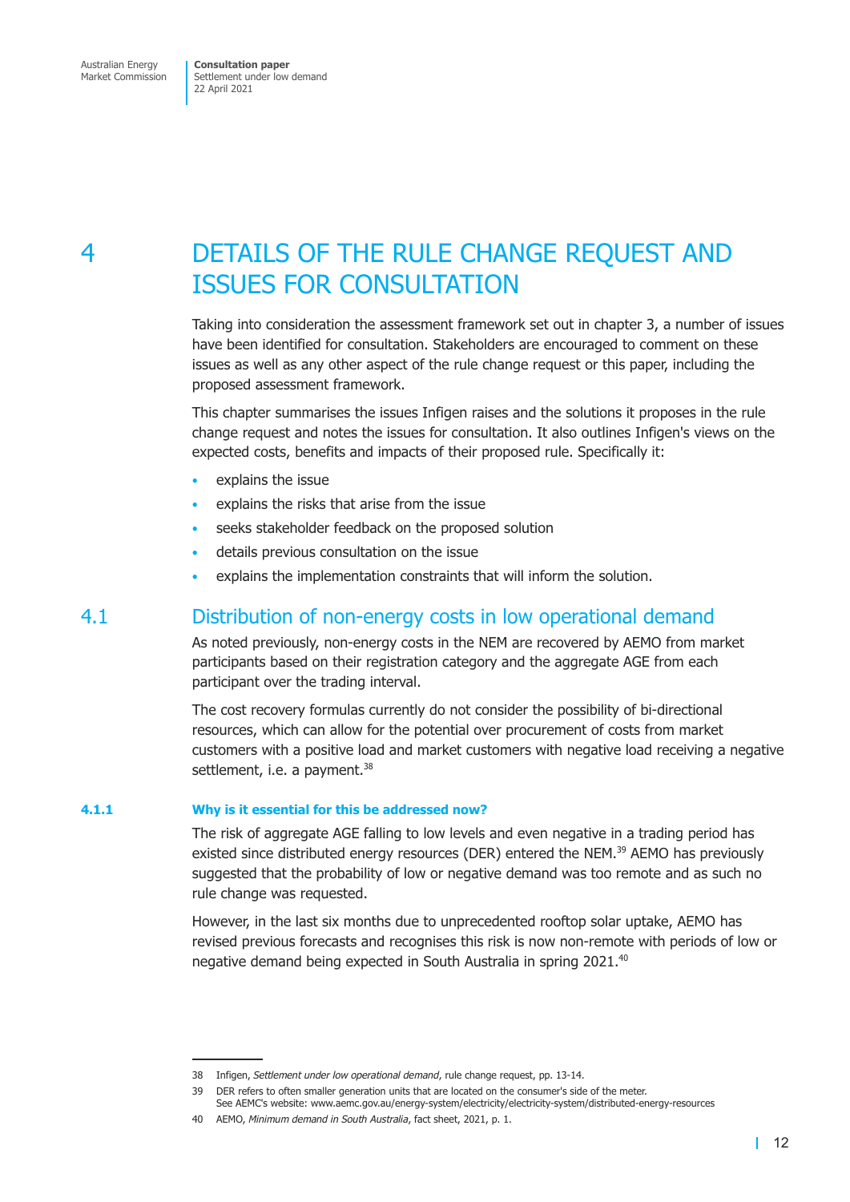# 4 DETAILS OF THE RULE CHANGE REQUEST AND ISSUES FOR CONSULTATION

Taking into consideration the assessment framework set out in chapter 3, a number of issues have been identified for consultation. Stakeholders are encouraged to comment on these issues as well as any other aspect of the rule change request or this paper, including the proposed assessment framework.

This chapter summarises the issues Infigen raises and the solutions it proposes in the rule change request and notes the issues for consultation. It also outlines Infigen's views on the expected costs, benefits and impacts of their proposed rule. Specifically it:

- explains the issue
- explains the risks that arise from the issue
- seeks stakeholder feedback on the proposed solution
- details previous consultation on the issue
- explains the implementation constraints that will inform the solution.

## 4.1 Distribution of non-energy costs in low operational demand

As noted previously, non-energy costs in the NEM are recovered by AEMO from market participants based on their registration category and the aggregate AGE from each participant over the trading interval.

The cost recovery formulas currently do not consider the possibility of bi-directional resources, which can allow for the potential over procurement of costs from market customers with a positive load and market customers with negative load receiving a negative settlement, i.e. a payment.[38]

### 4.1.1 Why is it essential for this be addressed now?

The risk of aggregate AGE falling to low levels and even negative in a trading period has existed since distributed energy resources (DER) entered the NEM.[39] AEMO has previously suggested that the probability of low or negative demand was too remote and as such no rule change was requested.

However, in the last six months due to unprecedented rooftop solar uptake, AEMO has revised previous forecasts and recognises this risk is now non-remote with periods of low or negative demand being expected in South Australia in spring 2021.[40]

---

38 Infigen, *Settlement under low operational demand*, rule change request, pp. 13-14.

39 DER refers to often smaller generation units that are located on the consumer's side of the meter. See AEMC's website: www.aemc.gov.au/energy-system/electricity/electricity-system/distributed-energy-resources

40 AEMO, *Minimum demand in South Australia*, fact sheet, 2021, p. 1.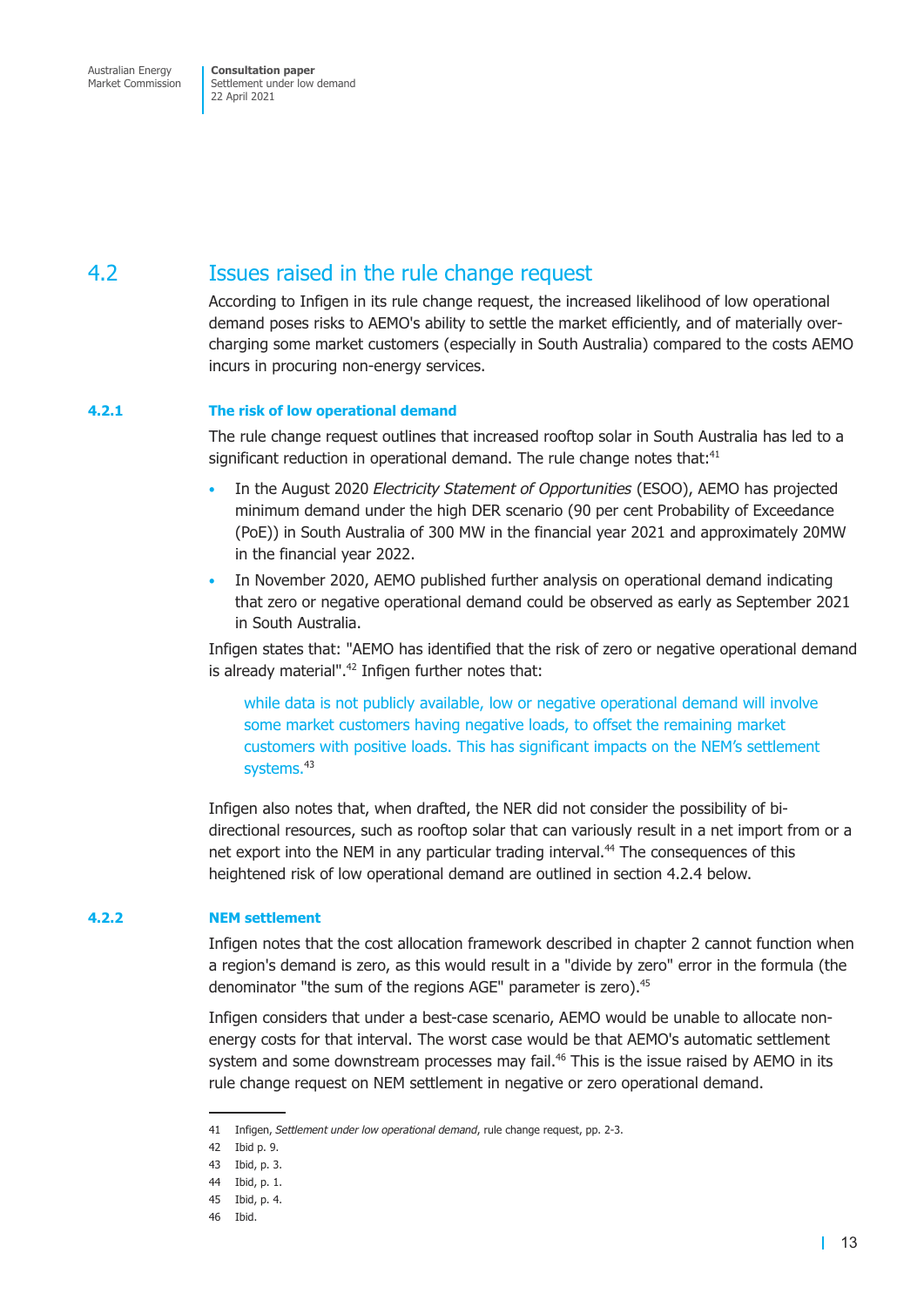## 4.2 Issues raised in the rule change request

According to Infigen in its rule change request, the increased likelihood of low operational demand poses risks to AEMO's ability to settle the market efficiently, and of materially over-charging some market customers (especially in South Australia) compared to the costs AEMO incurs in procuring non-energy services.

### 4.2.1 The risk of low operational demand

The rule change request outlines that increased rooftop solar in South Australia has led to a significant reduction in operational demand. The rule change notes that:[41]

- In the August 2020 *Electricity Statement of Opportunities* (ESOO), AEMO has projected minimum demand under the high DER scenario (90 per cent Probability of Exceedance (PoE)) in South Australia of 300 MW in the financial year 2021 and approximately 20MW in the financial year 2022.
- In November 2020, AEMO published further analysis on operational demand indicating that zero or negative operational demand could be observed as early as September 2021 in South Australia.

Infigen states that: "AEMO has identified that the risk of zero or negative operational demand is already material".[42] Infigen further notes that:

> while data is not publicly available, low or negative operational demand will involve some market customers having negative loads, to offset the remaining market customers with positive loads. This has significant impacts on the NEM's settlement systems.[43]

Infigen also notes that, when drafted, the NER did not consider the possibility of bi-directional resources, such as rooftop solar that can variously result in a net import from or a net export into the NEM in any particular trading interval.[44] The consequences of this heightened risk of low operational demand are outlined in section 4.2.4 below.

### 4.2.2 NEM settlement

Infigen notes that the cost allocation framework described in chapter 2 cannot function when a region's demand is zero, as this would result in a "divide by zero" error in the formula (the denominator "the sum of the regions AGE" parameter is zero).[45]

Infigen considers that under a best-case scenario, AEMO would be unable to allocate non-energy costs for that interval. The worst case would be that AEMO's automatic settlement system and some downstream processes may fail.[46] This is the issue raised by AEMO in its rule change request on NEM settlement in negative or zero operational demand.

---

41 Infigen, *Settlement under low operational demand*, rule change request, pp. 2-3.

42 Ibid p. 9.

43 Ibid, p. 3.

44 Ibid, p. 1.

45 Ibid, p. 4.

46 Ibid.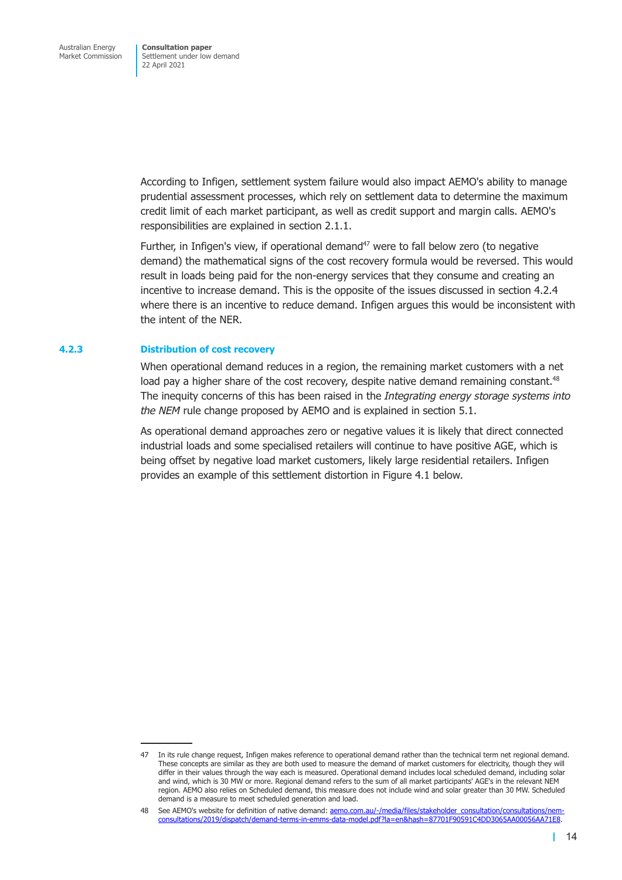According to Infigen, settlement system failure would also impact AEMO's ability to manage prudential assessment processes, which rely on settlement data to determine the maximum credit limit of each market participant, as well as credit support and margin calls. AEMO's responsibilities are explained in section 2.1.1.

Further, in Infigen's view, if operational demand[47] were to fall below zero (to negative demand) the mathematical signs of the cost recovery formula would be reversed. This would result in loads being paid for the non-energy services that they consume and creating an incentive to increase demand. This is the opposite of the issues discussed in section 4.2.4 where there is an incentive to reduce demand. Infigen argues this would be inconsistent with the intent of the NER.

### 4.2.3 Distribution of cost recovery

When operational demand reduces in a region, the remaining market customers with a net load pay a higher share of the cost recovery, despite native demand remaining constant.[48] The inequity concerns of this has been raised in the *Integrating energy storage systems into the NEM* rule change proposed by AEMO and is explained in section 5.1.

As operational demand approaches zero or negative values it is likely that direct connected industrial loads and some specialised retailers will continue to have positive AGE, which is being offset by negative load market customers, likely large residential retailers. Infigen provides an example of this settlement distortion in Figure 4.1 below.

---

47 In its rule change request, Infigen makes reference to operational demand rather than the technical term net regional demand. These concepts are similar as they are both used to measure the demand of market customers for electricity, though they will differ in their values through the way each is measured. Operational demand includes local scheduled demand, including solar and wind, which is 30 MW or more. Regional demand refers to the sum of all market participants' AGE's in the relevant NEM region. AEMO also relies on Scheduled demand, this measure does not include wind and solar greater than 30 MW. Scheduled demand is a measure to meet scheduled generation and load.

48 See AEMO's website for definition of native demand: [aemo.com.au/-/media/files/stakeholder_consultation/consultations/nem-consultations/2019/dispatch/demand-terms-in-emms-data-model.pdf?la=en&hash=87701F90591C4DD3065AA00056AA71E8](aemo.com.au/-/media/files/stakeholder_consultation/consultations/nem-consultations/2019/dispatch/demand-terms-in-emms-data-model.pdf?la=en&hash=87701F90591C4DD3065AA00056AA71E8).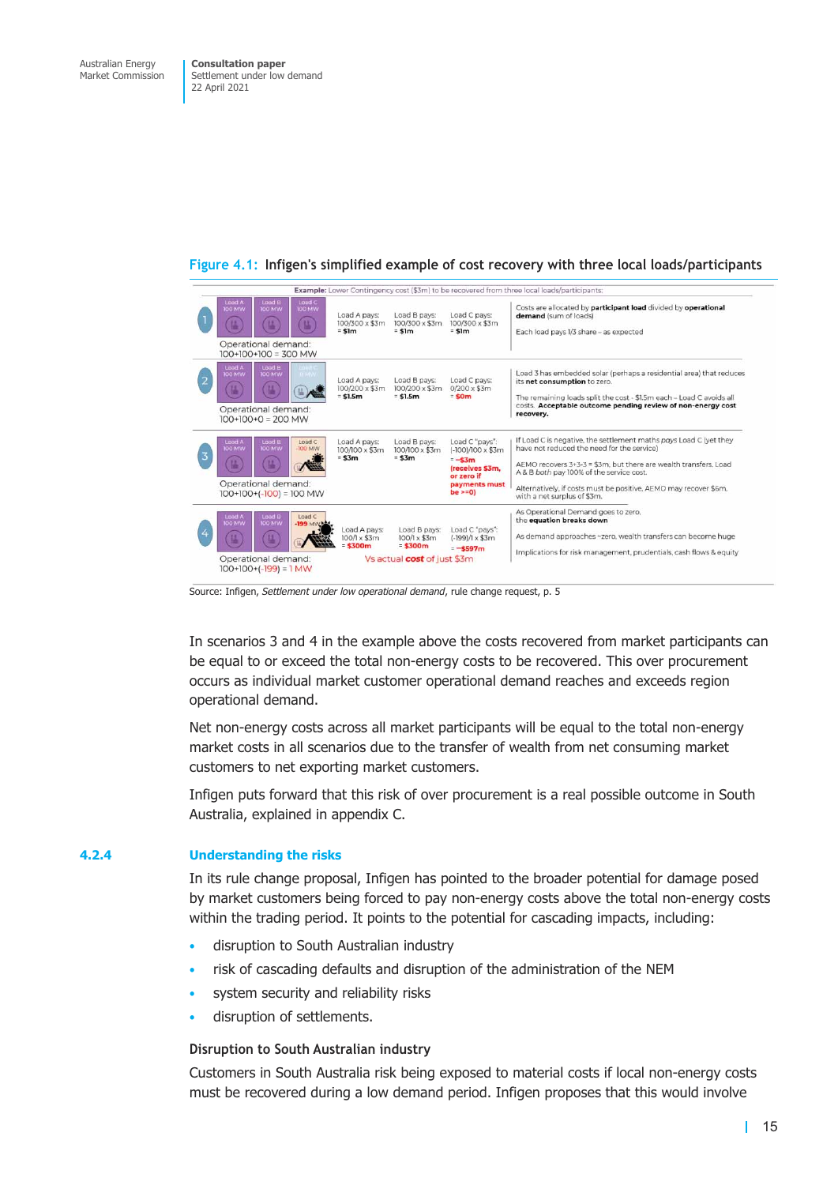**Figure 4.1: Infigen's simplified example of cost recovery with three local loads/participants**

**Example:** Lower Contingency cost ($3m) to be recovered from three local loads/participants

| Scenario | Loads | Load A pays | Load B pays | Load C pays | Comment |
|---|---|---|---|---|---|
| 1 | Load A 100 MW, Load B 100 MW, Load C 100 MW. Operational demand: 100+100+100 = 300 MW | 100/300 x $3m = **$1m** | 100/300 x $3m = **$1m** | 100/300 x $3m = **$1m** | Costs are allocated by **participant load** divided by **operational demand** (sum of loads). Each load pays 1/3 share – as expected |
| 2 | Load A 100 MW, Load B 100 MW, Load C 0 MW. Operational demand: 100+100+0 = 200 MW | 100/200 x $3m = **$1.5m** | 100/200 x $3m = **$1.5m** | 0/200 x $3m = **$0m** | Load 3 has embedded solar (perhaps a residential area) that reduces its **net consumption** to zero. The remaining loads split the cost - $1.5m each – Load C avoids all costs. **Acceptable outcome pending review of non-energy cost recovery.** |
| 3 | Load A 100 MW, Load B 100 MW, Load C -100 MW. Operational demand: 100+100+(-100) = 100 MW | 100/100 x $3m = **$3m** | 100/100 x $3m = **$3m** | Load C "pays": (-100)/100 x $3m = **-$3m (receives $3m, or zero if payments must be >=0)** | If Load C is negative, the settlement maths *pays* Load C (yet they have not reduced the need for the service). AEMO recovers 3+3-3 = $3m, but there are wealth transfers. Load A & B *both* pay 100% of the service cost. Alternatively, if costs must be positive, AEMO may recover $6m, with a net surplus of $3m. |
| 4 | Load A 100 MW, Load B 100 MW, Load C -199 MW. Operational demand: 100+100+(-199) = 1 MW | 100/1 x $3m = **$300m** | 100/1 x $3m = **$300m** | Load C "pays": (-199)/1 x $3m = **~-$597m** | As Operational Demand goes to zero, the **equation breaks down**. As demand approaches ~zero, wealth transfers can become huge. Implications for risk management, prudentials, cash flows & equity |

Vs actual **cost** of just $3m

Source: Infigen, *Settlement under low operational demand*, rule change request, p. 5

In scenarios 3 and 4 in the example above the costs recovered from market participants can be equal to or exceed the total non-energy costs to be recovered. This over procurement occurs as individual market customer operational demand reaches and exceeds region operational demand.

Net non-energy costs across all market participants will be equal to the total non-energy market costs in all scenarios due to the transfer of wealth from net consuming market customers to net exporting market customers.

Infigen puts forward that this risk of over procurement is a real possible outcome in South Australia, explained in appendix C.

### 4.2.4 Understanding the risks

In its rule change proposal, Infigen has pointed to the broader potential for damage posed by market customers being forced to pay non-energy costs above the total non-energy costs within the trading period. It points to the potential for cascading impacts, including:

- disruption to South Australian industry
- risk of cascading defaults and disruption of the administration of the NEM
- system security and reliability risks
- disruption of settlements.

#### Disruption to South Australian industry

Customers in South Australia risk being exposed to material costs if local non-energy costs must be recovered during a low demand period. Infigen proposes that this would involve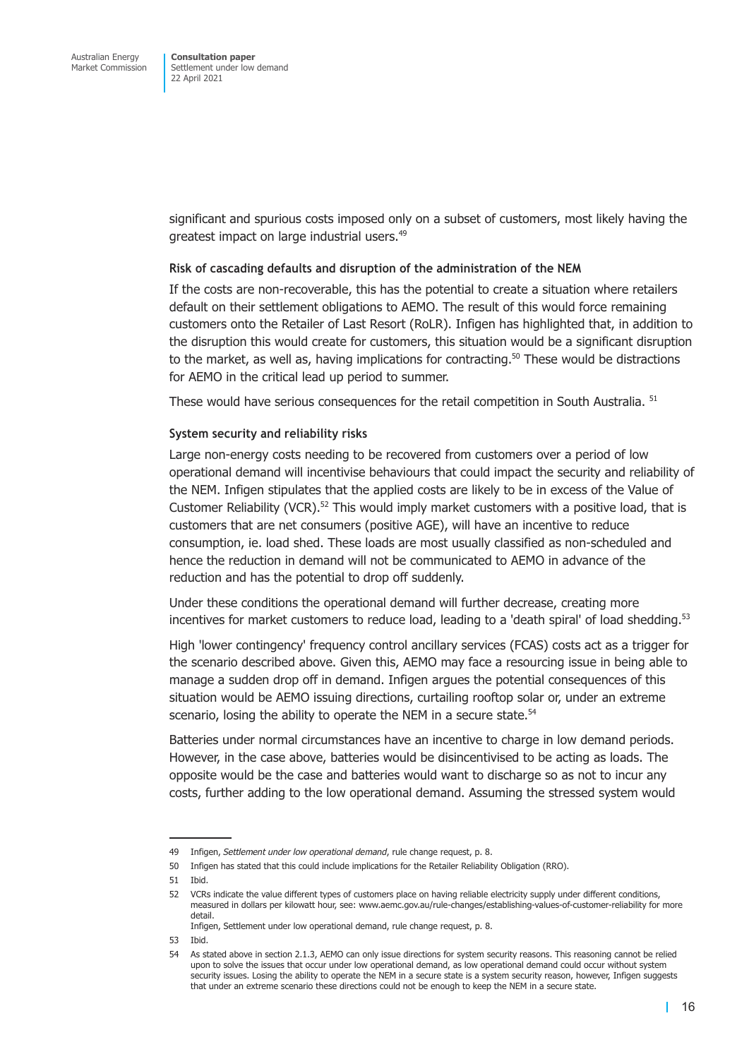significant and spurious costs imposed only on a subset of customers, most likely having the greatest impact on large industrial users.[49]

### Risk of cascading defaults and disruption of the administration of the NEM

If the costs are non-recoverable, this has the potential to create a situation where retailers default on their settlement obligations to AEMO. The result of this would force remaining customers onto the Retailer of Last Resort (RoLR). Infigen has highlighted that, in addition to the disruption this would create for customers, this situation would be a significant disruption to the market, as well as, having implications for contracting.[50] These would be distractions for AEMO in the critical lead up period to summer.

These would have serious consequences for the retail competition in South Australia. [51]

### System security and reliability risks

Large non-energy costs needing to be recovered from customers over a period of low operational demand will incentivise behaviours that could impact the security and reliability of the NEM. Infigen stipulates that the applied costs are likely to be in excess of the Value of Customer Reliability (VCR).[52] This would imply market customers with a positive load, that is customers that are net consumers (positive AGE), will have an incentive to reduce consumption, ie. load shed. These loads are most usually classified as non-scheduled and hence the reduction in demand will not be communicated to AEMO in advance of the reduction and has the potential to drop off suddenly.

Under these conditions the operational demand will further decrease, creating more incentives for market customers to reduce load, leading to a 'death spiral' of load shedding.[53]

High 'lower contingency' frequency control ancillary services (FCAS) costs act as a trigger for the scenario described above. Given this, AEMO may face a resourcing issue in being able to manage a sudden drop off in demand. Infigen argues the potential consequences of this situation would be AEMO issuing directions, curtailing rooftop solar or, under an extreme scenario, losing the ability to operate the NEM in a secure state.[54]

Batteries under normal circumstances have an incentive to charge in low demand periods. However, in the case above, batteries would be disincentivised to be acting as loads. The opposite would be the case and batteries would want to discharge so as not to incur any costs, further adding to the low operational demand. Assuming the stressed system would

---

49 Infigen, *Settlement under low operational demand*, rule change request, p. 8.

50 Infigen has stated that this could include implications for the Retailer Reliability Obligation (RRO).

51 Ibid.

52 VCRs indicate the value different types of customers place on having reliable electricity supply under different conditions, measured in dollars per kilowatt hour, see: www.aemc.gov.au/rule-changes/establishing-values-of-customer-reliability for more detail.
Infigen, Settlement under low operational demand, rule change request, p. 8.

53 Ibid.

54 As stated above in section 2.1.3, AEMO can only issue directions for system security reasons. This reasoning cannot be relied upon to solve the issues that occur under low operational demand, as low operational demand could occur without system security issues. Losing the ability to operate the NEM in a secure state is a system security reason, however, Infigen suggests that under an extreme scenario these directions could not be enough to keep the NEM in a secure state.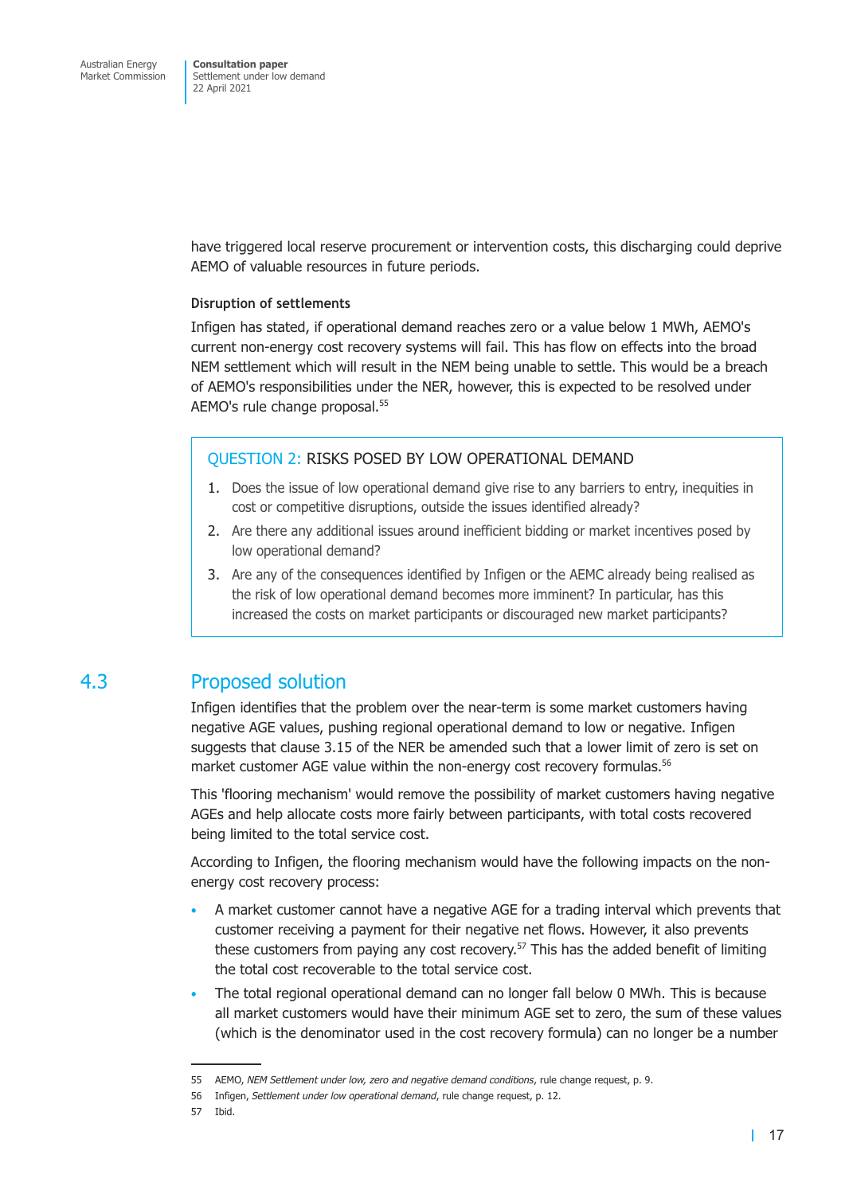have triggered local reserve procurement or intervention costs, this discharging could deprive AEMO of valuable resources in future periods.

### Disruption of settlements

Infigen has stated, if operational demand reaches zero or a value below 1 MWh, AEMO's current non-energy cost recovery systems will fail. This has flow on effects into the broad NEM settlement which will result in the NEM being unable to settle. This would be a breach of AEMO's responsibilities under the NER, however, this is expected to be resolved under AEMO's rule change proposal.[55]

> QUESTION 2: RISKS POSED BY LOW OPERATIONAL DEMAND
>
> 1. Does the issue of low operational demand give rise to any barriers to entry, inequities in cost or competitive disruptions, outside the issues identified already?
> 2. Are there any additional issues around inefficient bidding or market incentives posed by low operational demand?
> 3. Are any of the consequences identified by Infigen or the AEMC already being realised as the risk of low operational demand becomes more imminent? In particular, has this increased the costs on market participants or discouraged new market participants?

## 4.3 Proposed solution

Infigen identifies that the problem over the near-term is some market customers having negative AGE values, pushing regional operational demand to low or negative. Infigen suggests that clause 3.15 of the NER be amended such that a lower limit of zero is set on market customer AGE value within the non-energy cost recovery formulas.[56]

This 'flooring mechanism' would remove the possibility of market customers having negative AGEs and help allocate costs more fairly between participants, with total costs recovered being limited to the total service cost.

According to Infigen, the flooring mechanism would have the following impacts on the non-energy cost recovery process:

- A market customer cannot have a negative AGE for a trading interval which prevents that customer receiving a payment for their negative net flows. However, it also prevents these customers from paying any cost recovery.[57] This has the added benefit of limiting the total cost recoverable to the total service cost.
- The total regional operational demand can no longer fall below 0 MWh. This is because all market customers would have their minimum AGE set to zero, the sum of these values (which is the denominator used in the cost recovery formula) can no longer be a number

---

55 AEMO, *NEM Settlement under low, zero and negative demand conditions*, rule change request, p. 9.

56 Infigen, *Settlement under low operational demand*, rule change request, p. 12.

57 Ibid.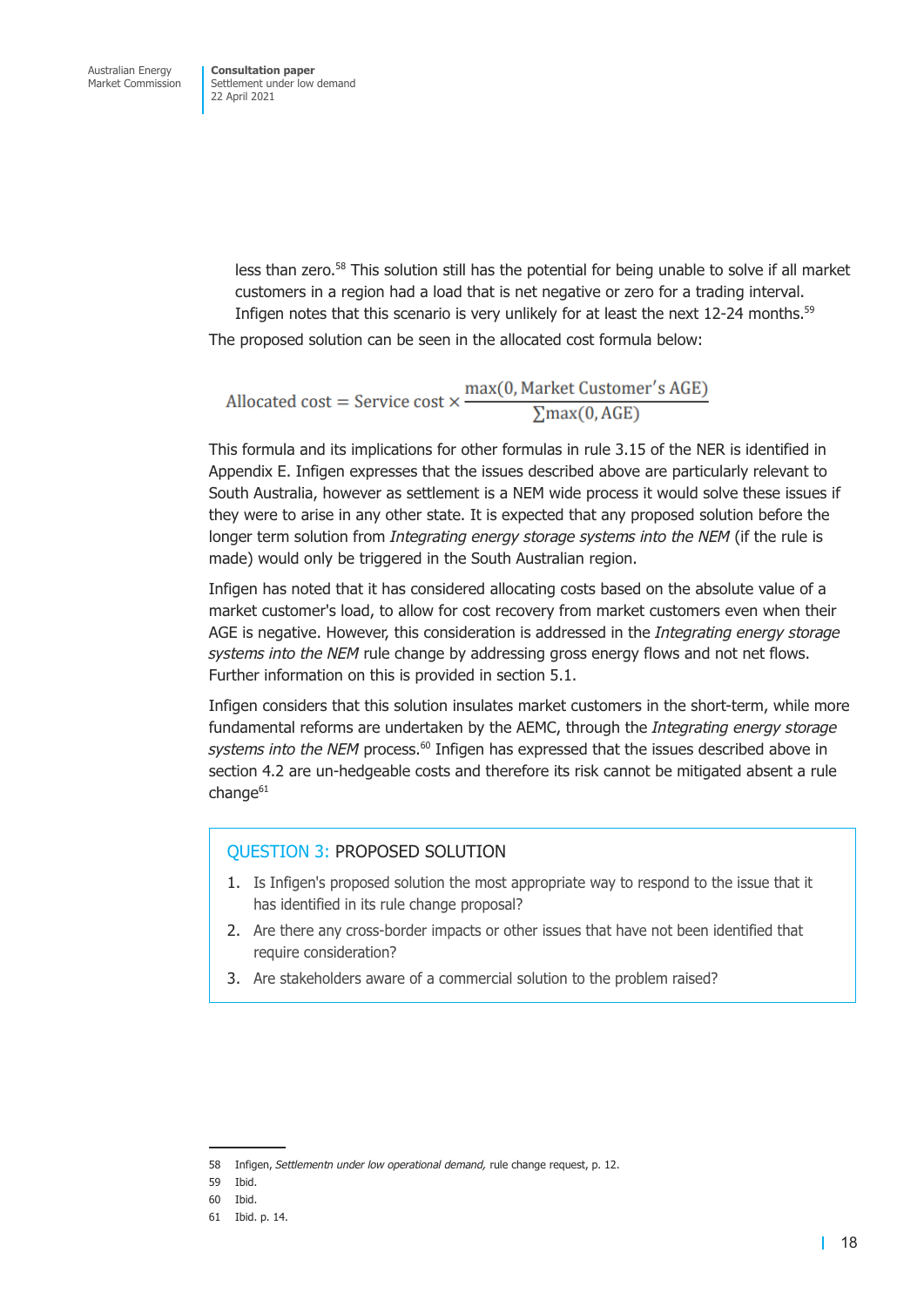less than zero.[58] This solution still has the potential for being unable to solve if all market customers in a region had a load that is net negative or zero for a trading interval. Infigen notes that this scenario is very unlikely for at least the next 12-24 months.[59]

The proposed solution can be seen in the allocated cost formula below:

$$\text{Allocated cost} = \text{Service cost} \times \frac{\max(0, \text{Market Customer's AGE})}{\sum \max(0, \text{AGE})}$$

This formula and its implications for other formulas in rule 3.15 of the NER is identified in Appendix E. Infigen expresses that the issues described above are particularly relevant to South Australia, however as settlement is a NEM wide process it would solve these issues if they were to arise in any other state. It is expected that any proposed solution before the longer term solution from *Integrating energy storage systems into the NEM* (if the rule is made) would only be triggered in the South Australian region.

Infigen has noted that it has considered allocating costs based on the absolute value of a market customer's load, to allow for cost recovery from market customers even when their AGE is negative. However, this consideration is addressed in the *Integrating energy storage systems into the NEM* rule change by addressing gross energy flows and not net flows. Further information on this is provided in section 5.1.

Infigen considers that this solution insulates market customers in the short-term, while more fundamental reforms are undertaken by the AEMC, through the *Integrating energy storage systems into the NEM* process.[60] Infigen has expressed that the issues described above in section 4.2 are un-hedgeable costs and therefore its risk cannot be mitigated absent a rule change[61]

> **QUESTION 3: PROPOSED SOLUTION**
>
> 1. Is Infigen's proposed solution the most appropriate way to respond to the issue that it has identified in its rule change proposal?
> 2. Are there any cross-border impacts or other issues that have not been identified that require consideration?
> 3. Are stakeholders aware of a commercial solution to the problem raised?

---

58 Infigen, *Settlementn under low operational demand,* rule change request, p. 12.

59 Ibid.

60 Ibid.

61 Ibid. p. 14.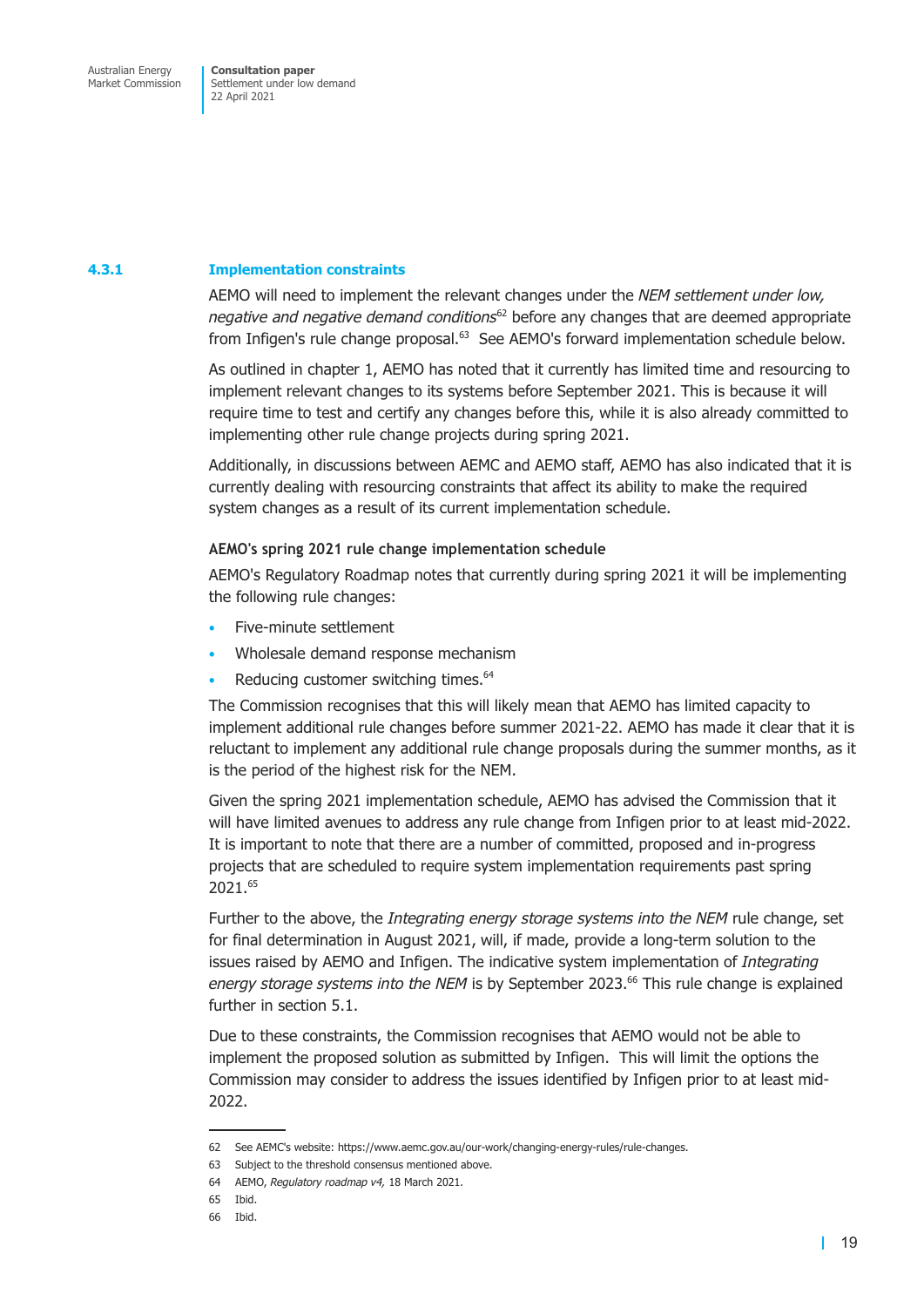### 4.3.1 Implementation constraints

AEMO will need to implement the relevant changes under the *NEM settlement under low, negative and negative demand conditions*[62] before any changes that are deemed appropriate from Infigen's rule change proposal.[63] See AEMO's forward implementation schedule below.

As outlined in chapter 1, AEMO has noted that it currently has limited time and resourcing to implement relevant changes to its systems before September 2021. This is because it will require time to test and certify any changes before this, while it is also already committed to implementing other rule change projects during spring 2021.

Additionally, in discussions between AEMC and AEMO staff, AEMO has also indicated that it is currently dealing with resourcing constraints that affect its ability to make the required system changes as a result of its current implementation schedule.

#### AEMO's spring 2021 rule change implementation schedule

AEMO's Regulatory Roadmap notes that currently during spring 2021 it will be implementing the following rule changes:

- Five-minute settlement
- Wholesale demand response mechanism
- Reducing customer switching times.[64]

The Commission recognises that this will likely mean that AEMO has limited capacity to implement additional rule changes before summer 2021-22. AEMO has made it clear that it is reluctant to implement any additional rule change proposals during the summer months, as it is the period of the highest risk for the NEM.

Given the spring 2021 implementation schedule, AEMO has advised the Commission that it will have limited avenues to address any rule change from Infigen prior to at least mid-2022. It is important to note that there are a number of committed, proposed and in-progress projects that are scheduled to require system implementation requirements past spring 2021.[65]

Further to the above, the *Integrating energy storage systems into the NEM* rule change, set for final determination in August 2021, will, if made, provide a long-term solution to the issues raised by AEMO and Infigen. The indicative system implementation of *Integrating energy storage systems into the NEM* is by September 2023.[66] This rule change is explained further in section 5.1.

Due to these constraints, the Commission recognises that AEMO would not be able to implement the proposed solution as submitted by Infigen. This will limit the options the Commission may consider to address the issues identified by Infigen prior to at least mid-2022.

---

62 See AEMC's website: https://www.aemc.gov.au/our-work/changing-energy-rules/rule-changes.

63 Subject to the threshold consensus mentioned above.

64 AEMO, *Regulatory roadmap v4,* 18 March 2021.

65 Ibid.

66 Ibid.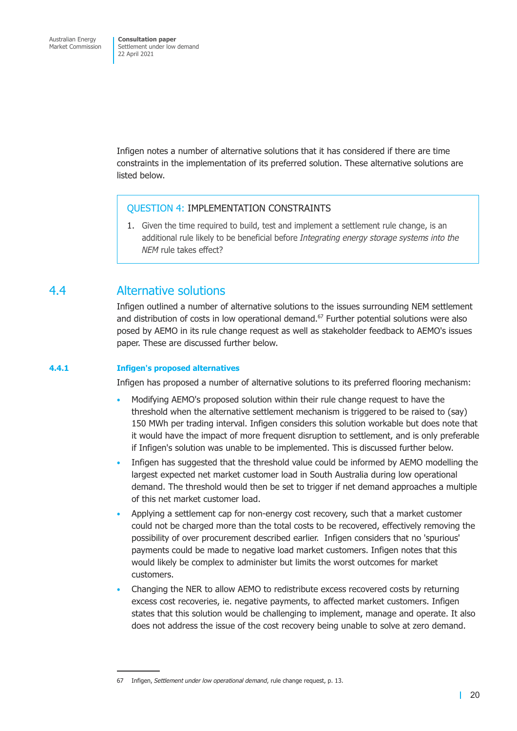Infigen notes a number of alternative solutions that it has considered if there are time constraints in the implementation of its preferred solution. These alternative solutions are listed below.

> QUESTION 4: IMPLEMENTATION CONSTRAINTS
>
> 1. Given the time required to build, test and implement a settlement rule change, is an additional rule likely to be beneficial before *Integrating energy storage systems into the NEM* rule takes effect?

## 4.4 Alternative solutions

Infigen outlined a number of alternative solutions to the issues surrounding NEM settlement and distribution of costs in low operational demand.[67] Further potential solutions were also posed by AEMO in its rule change request as well as stakeholder feedback to AEMO's issues paper. These are discussed further below.

### 4.4.1 Infigen's proposed alternatives

Infigen has proposed a number of alternative solutions to its preferred flooring mechanism:

- Modifying AEMO's proposed solution within their rule change request to have the threshold when the alternative settlement mechanism is triggered to be raised to (say) 150 MWh per trading interval. Infigen considers this solution workable but does note that it would have the impact of more frequent disruption to settlement, and is only preferable if Infigen's solution was unable to be implemented. This is discussed further below.
- Infigen has suggested that the threshold value could be informed by AEMO modelling the largest expected net market customer load in South Australia during low operational demand. The threshold would then be set to trigger if net demand approaches a multiple of this net market customer load.
- Applying a settlement cap for non-energy cost recovery, such that a market customer could not be charged more than the total costs to be recovered, effectively removing the possibility of over procurement described earlier. Infigen considers that no 'spurious' payments could be made to negative load market customers. Infigen notes that this would likely be complex to administer but limits the worst outcomes for market customers.
- Changing the NER to allow AEMO to redistribute excess recovered costs by returning excess cost recoveries, ie. negative payments, to affected market customers. Infigen states that this solution would be challenging to implement, manage and operate. It also does not address the issue of the cost recovery being unable to solve at zero demand.

---

67 Infigen, *Settlement under low operational demand*, rule change request, p. 13.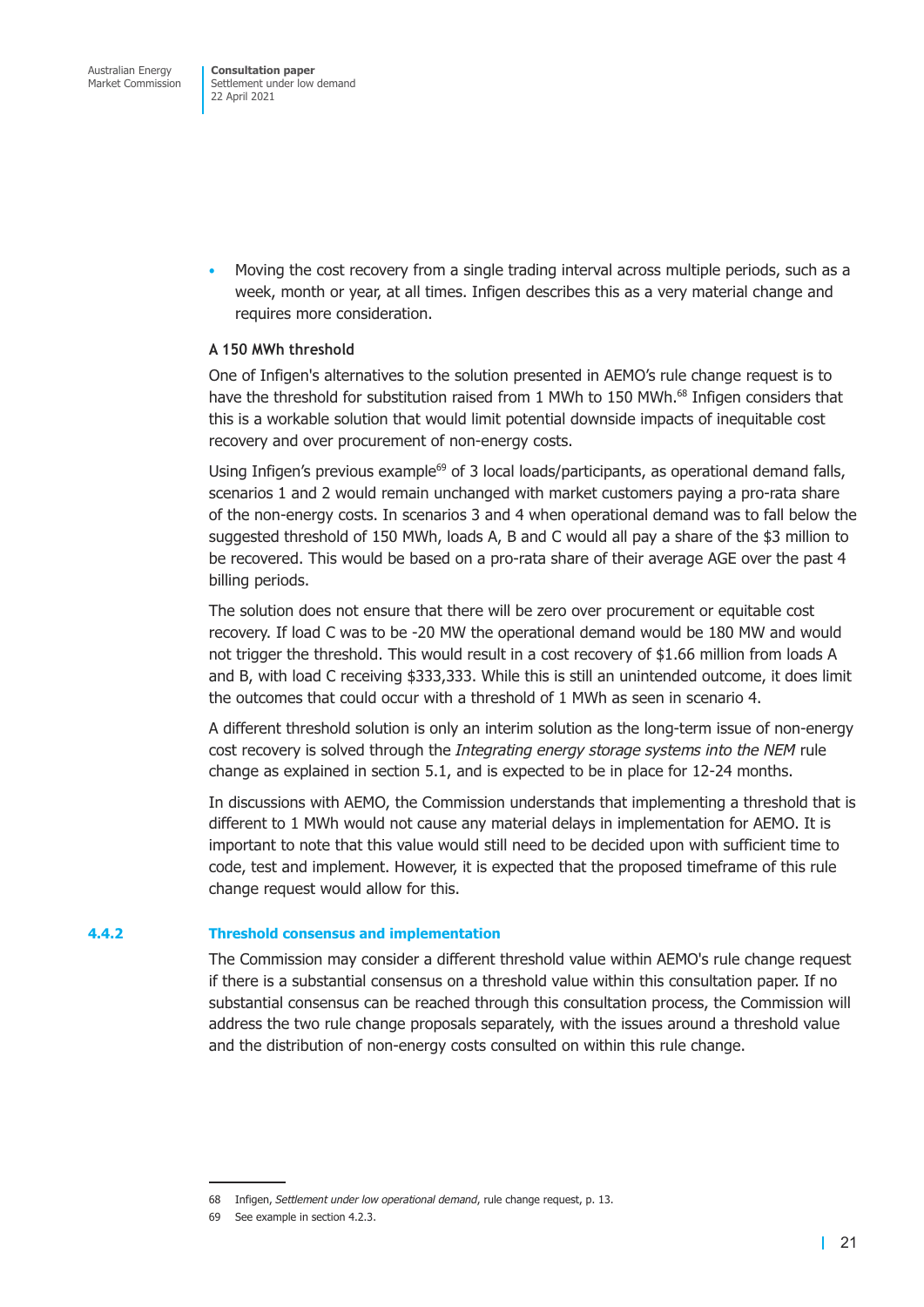- Moving the cost recovery from a single trading interval across multiple periods, such as a week, month or year, at all times. Infigen describes this as a very material change and requires more consideration.

**A 150 MWh threshold**

One of Infigen's alternatives to the solution presented in AEMO's rule change request is to have the threshold for substitution raised from 1 MWh to 150 MWh.[68] Infigen considers that this is a workable solution that would limit potential downside impacts of inequitable cost recovery and over procurement of non-energy costs.

Using Infigen's previous example[69] of 3 local loads/participants, as operational demand falls, scenarios 1 and 2 would remain unchanged with market customers paying a pro-rata share of the non-energy costs. In scenarios 3 and 4 when operational demand was to fall below the suggested threshold of 150 MWh, loads A, B and C would all pay a share of the $3 million to be recovered. This would be based on a pro-rata share of their average AGE over the past 4 billing periods.

The solution does not ensure that there will be zero over procurement or equitable cost recovery. If load C was to be -20 MW the operational demand would be 180 MW and would not trigger the threshold. This would result in a cost recovery of $1.66 million from loads A and B, with load C receiving $333,333. While this is still an unintended outcome, it does limit the outcomes that could occur with a threshold of 1 MWh as seen in scenario 4.

A different threshold solution is only an interim solution as the long-term issue of non-energy cost recovery is solved through the *Integrating energy storage systems into the NEM* rule change as explained in section 5.1, and is expected to be in place for 12-24 months.

In discussions with AEMO, the Commission understands that implementing a threshold that is different to 1 MWh would not cause any material delays in implementation for AEMO. It is important to note that this value would still need to be decided upon with sufficient time to code, test and implement. However, it is expected that the proposed timeframe of this rule change request would allow for this.

### 4.4.2 Threshold consensus and implementation

The Commission may consider a different threshold value within AEMO's rule change request if there is a substantial consensus on a threshold value within this consultation paper. If no substantial consensus can be reached through this consultation process, the Commission will address the two rule change proposals separately, with the issues around a threshold value and the distribution of non-energy costs consulted on within this rule change.

---

68 Infigen, *Settlement under low operational demand*, rule change request, p. 13.

69 See example in section 4.2.3.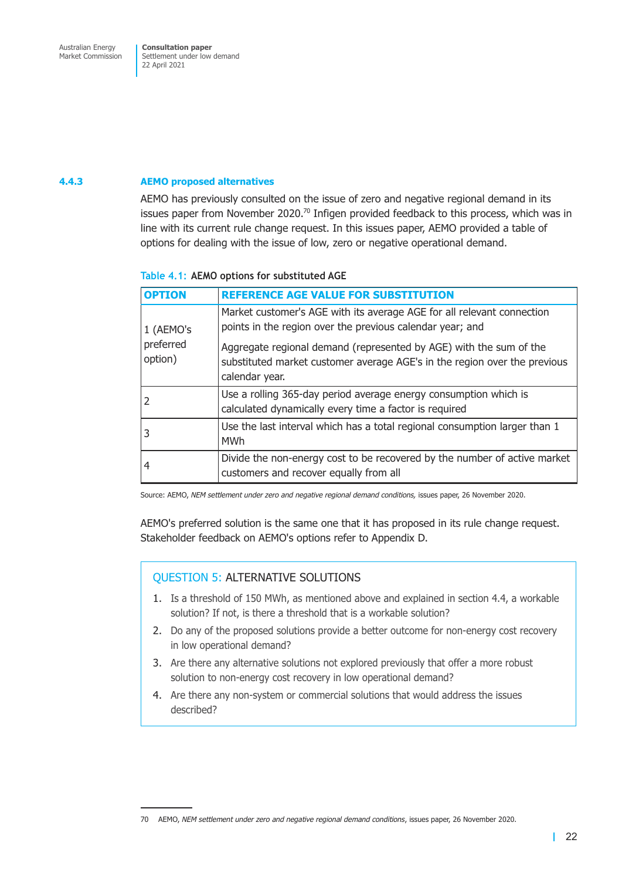### 4.4.3 AEMO proposed alternatives

AEMO has previously consulted on the issue of zero and negative regional demand in its issues paper from November 2020.[70] Infigen provided feedback to this process, which was in line with its current rule change request. In this issues paper, AEMO provided a table of options for dealing with the issue of low, zero or negative operational demand.

Table 4.1: AEMO options for substituted AGE

| OPTION | REFERENCE AGE VALUE FOR SUBSTITUTION |
|---|---|
| 1 (AEMO's preferred option) | Market customer's AGE with its average AGE for all relevant connection points in the region over the previous calendar year; and<br><br>Aggregate regional demand (represented by AGE) with the sum of the substituted market customer average AGE's in the region over the previous calendar year. |
| 2 | Use a rolling 365-day period average energy consumption which is calculated dynamically every time a factor is required |
| 3 | Use the last interval which has a total regional consumption larger than 1 MWh |
| 4 | Divide the non-energy cost to be recovered by the number of active market customers and recover equally from all |

Source: AEMO, *NEM settlement under zero and negative regional demand conditions,* issues paper, 26 November 2020.

AEMO's preferred solution is the same one that it has proposed in its rule change request. Stakeholder feedback on AEMO's options refer to Appendix D.

> **QUESTION 5: ALTERNATIVE SOLUTIONS**
>
> 1. Is a threshold of 150 MWh, as mentioned above and explained in section 4.4, a workable solution? If not, is there a threshold that is a workable solution?
> 2. Do any of the proposed solutions provide a better outcome for non-energy cost recovery in low operational demand?
> 3. Are there any alternative solutions not explored previously that offer a more robust solution to non-energy cost recovery in low operational demand?
> 4. Are there any non-system or commercial solutions that would address the issues described?

70 AEMO, *NEM settlement under zero and negative regional demand conditions*, issues paper, 26 November 2020.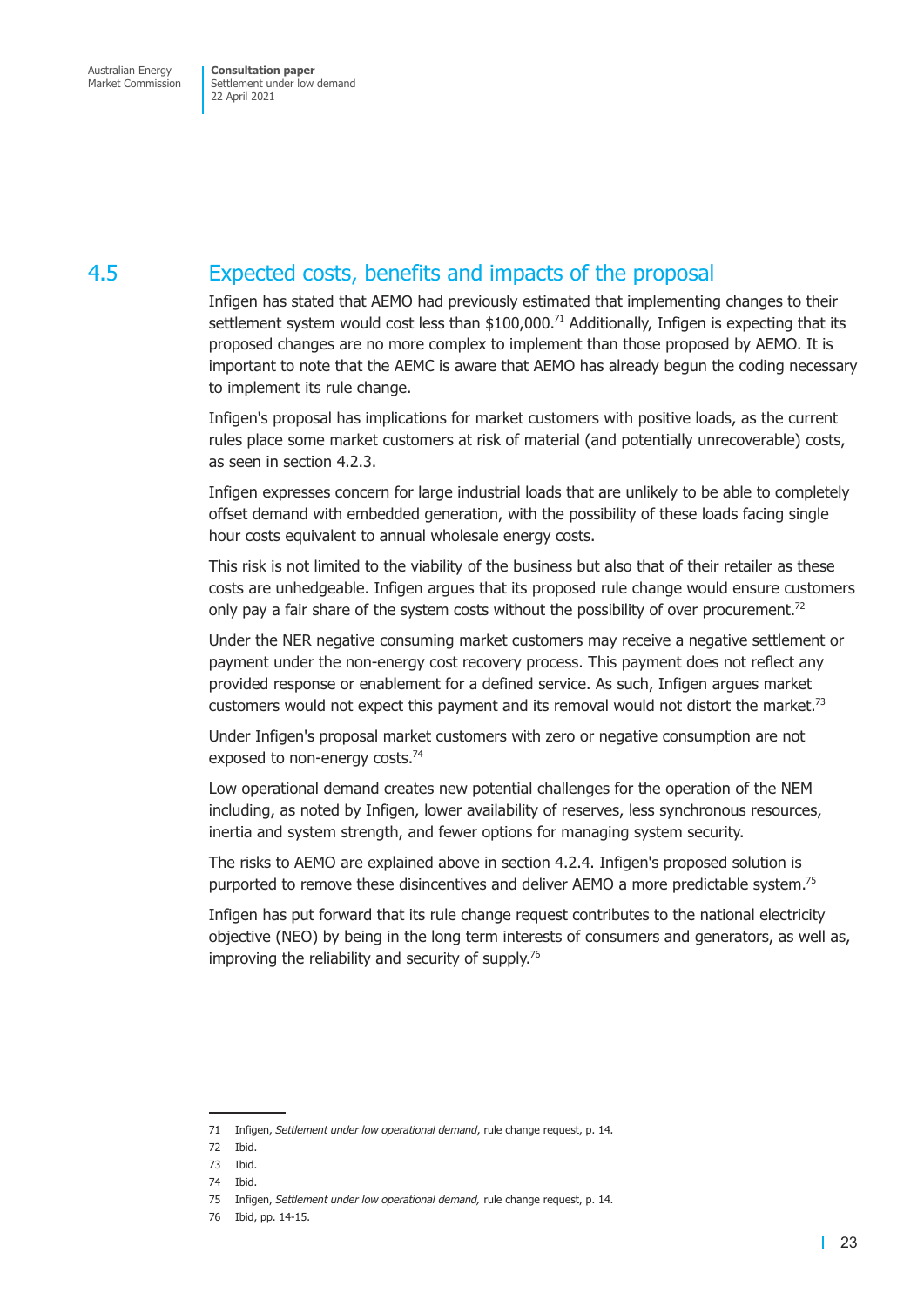## 4.5 Expected costs, benefits and impacts of the proposal

Infigen has stated that AEMO had previously estimated that implementing changes to their settlement system would cost less than $100,000.[71] Additionally, Infigen is expecting that its proposed changes are no more complex to implement than those proposed by AEMO. It is important to note that the AEMC is aware that AEMO has already begun the coding necessary to implement its rule change.

Infigen's proposal has implications for market customers with positive loads, as the current rules place some market customers at risk of material (and potentially unrecoverable) costs, as seen in section 4.2.3.

Infigen expresses concern for large industrial loads that are unlikely to be able to completely offset demand with embedded generation, with the possibility of these loads facing single hour costs equivalent to annual wholesale energy costs.

This risk is not limited to the viability of the business but also that of their retailer as these costs are unhedgeable. Infigen argues that its proposed rule change would ensure customers only pay a fair share of the system costs without the possibility of over procurement.[72]

Under the NER negative consuming market customers may receive a negative settlement or payment under the non-energy cost recovery process. This payment does not reflect any provided response or enablement for a defined service. As such, Infigen argues market customers would not expect this payment and its removal would not distort the market.[73]

Under Infigen's proposal market customers with zero or negative consumption are not exposed to non-energy costs.[74]

Low operational demand creates new potential challenges for the operation of the NEM including, as noted by Infigen, lower availability of reserves, less synchronous resources, inertia and system strength, and fewer options for managing system security.

The risks to AEMO are explained above in section 4.2.4. Infigen's proposed solution is purported to remove these disincentives and deliver AEMO a more predictable system.[75]

Infigen has put forward that its rule change request contributes to the national electricity objective (NEO) by being in the long term interests of consumers and generators, as well as, improving the reliability and security of supply.[76]

---

71 Infigen, *Settlement under low operational demand*, rule change request, p. 14.

72 Ibid.

73 Ibid.

74 Ibid.

75 Infigen, *Settlement under low operational demand,* rule change request, p. 14.

76 Ibid, pp. 14-15.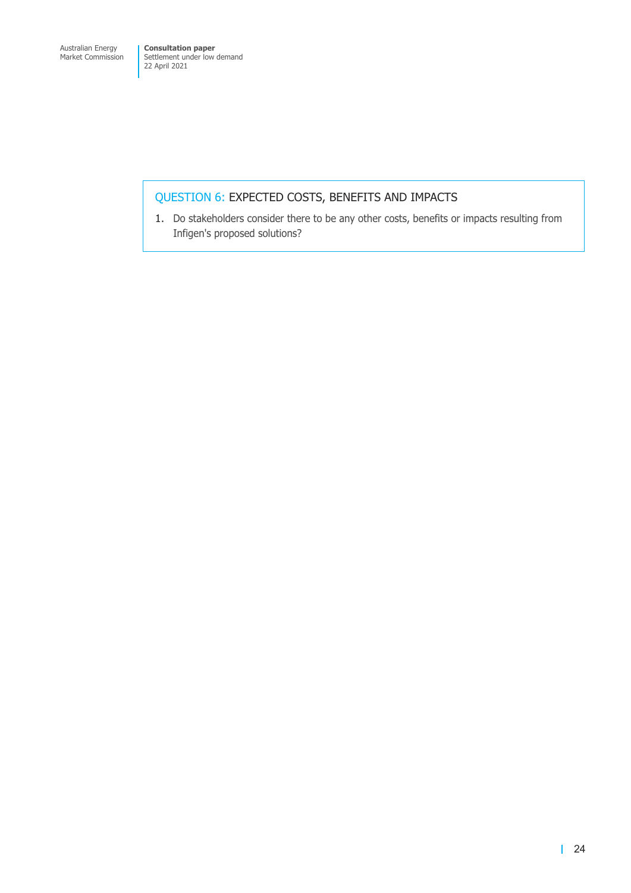**QUESTION 6: EXPECTED COSTS, BENEFITS AND IMPACTS**

1. Do stakeholders consider there to be any other costs, benefits or impacts resulting from Infigen's proposed solutions?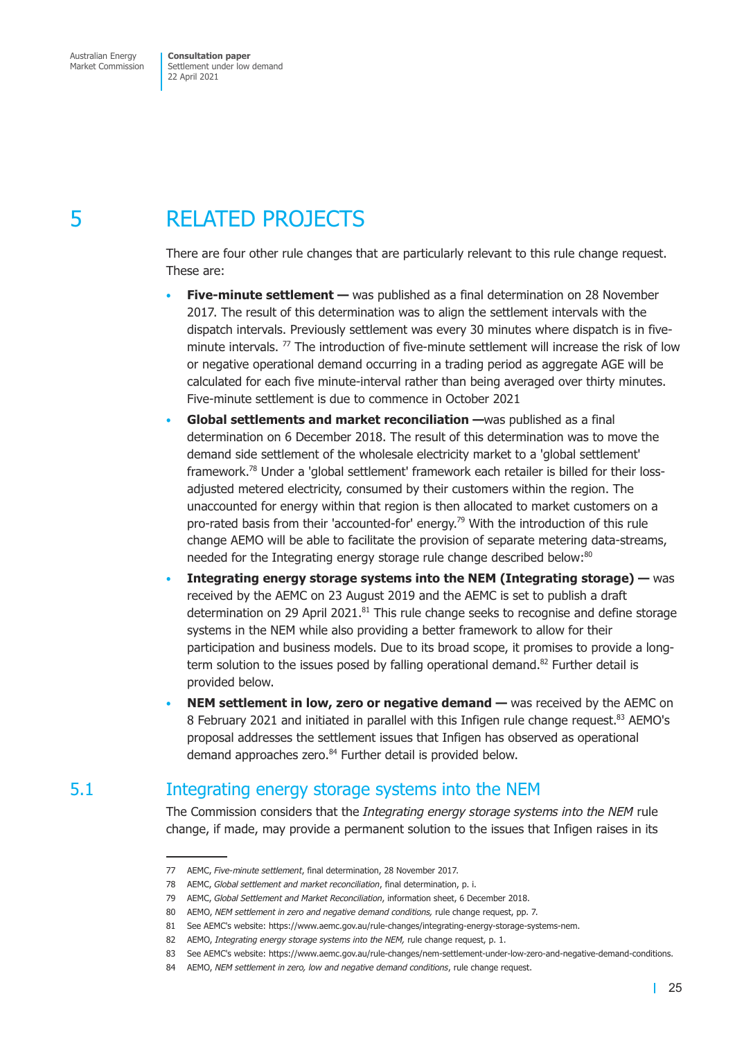# 5 RELATED PROJECTS

There are four other rule changes that are particularly relevant to this rule change request. These are:

- **Five-minute settlement —** was published as a final determination on 28 November 2017. The result of this determination was to align the settlement intervals with the dispatch intervals. Previously settlement was every 30 minutes where dispatch is in five-minute intervals. [77] The introduction of five-minute settlement will increase the risk of low or negative operational demand occurring in a trading period as aggregate AGE will be calculated for each five minute-interval rather than being averaged over thirty minutes. Five-minute settlement is due to commence in October 2021
- **Global settlements and market reconciliation —**was published as a final determination on 6 December 2018. The result of this determination was to move the demand side settlement of the wholesale electricity market to a 'global settlement' framework.[78] Under a 'global settlement' framework each retailer is billed for their loss-adjusted metered electricity, consumed by their customers within the region. The unaccounted for energy within that region is then allocated to market customers on a pro-rated basis from their 'accounted-for' energy.[79] With the introduction of this rule change AEMO will be able to facilitate the provision of separate metering data-streams, needed for the Integrating energy storage rule change described below:[80]
- **Integrating energy storage systems into the NEM (Integrating storage) —** was received by the AEMC on 23 August 2019 and the AEMC is set to publish a draft determination on 29 April 2021.[81] This rule change seeks to recognise and define storage systems in the NEM while also providing a better framework to allow for their participation and business models. Due to its broad scope, it promises to provide a long-term solution to the issues posed by falling operational demand.[82] Further detail is provided below.
- **NEM settlement in low, zero or negative demand —** was received by the AEMC on 8 February 2021 and initiated in parallel with this Infigen rule change request.[83] AEMO's proposal addresses the settlement issues that Infigen has observed as operational demand approaches zero.[84] Further detail is provided below.

## 5.1 Integrating energy storage systems into the NEM

The Commission considers that the *Integrating energy storage systems into the NEM* rule change, if made, may provide a permanent solution to the issues that Infigen raises in its

---

77 AEMC, *Five-minute settlement*, final determination, 28 November 2017.

78 AEMC, *Global settlement and market reconciliation*, final determination, p. i.

79 AEMC, *Global Settlement and Market Reconciliation*, information sheet, 6 December 2018.

80 AEMO, *NEM settlement in zero and negative demand conditions,* rule change request, pp. 7.

81 See AEMC's website: https://www.aemc.gov.au/rule-changes/integrating-energy-storage-systems-nem.

82 AEMO, *Integrating energy storage systems into the NEM,* rule change request, p. 1.

83 See AEMC's website: https://www.aemc.gov.au/rule-changes/nem-settlement-under-low-zero-and-negative-demand-conditions.

84 AEMO, *NEM settlement in zero, low and negative demand conditions*, rule change request.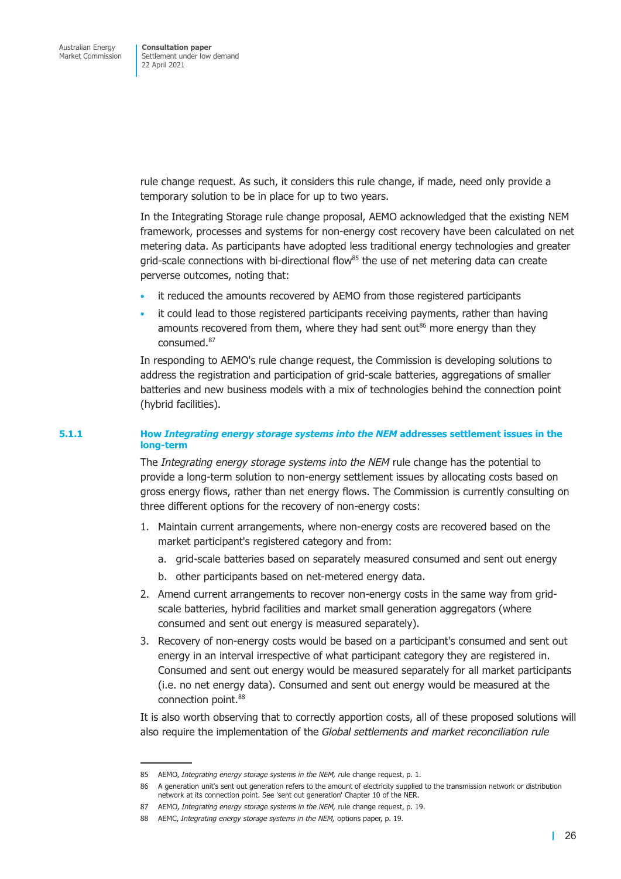rule change request. As such, it considers this rule change, if made, need only provide a temporary solution to be in place for up to two years.

In the Integrating Storage rule change proposal, AEMO acknowledged that the existing NEM framework, processes and systems for non-energy cost recovery have been calculated on net metering data. As participants have adopted less traditional energy technologies and greater grid-scale connections with bi-directional flow[85] the use of net metering data can create perverse outcomes, noting that:

- it reduced the amounts recovered by AEMO from those registered participants
- it could lead to those registered participants receiving payments, rather than having amounts recovered from them, where they had sent out[86] more energy than they consumed.[87]

In responding to AEMO's rule change request, the Commission is developing solutions to address the registration and participation of grid-scale batteries, aggregations of smaller batteries and new business models with a mix of technologies behind the connection point (hybrid facilities).

### 5.1.1 How *Integrating energy storage systems into the NEM* addresses settlement issues in the long-term

The *Integrating energy storage systems into the NEM* rule change has the potential to provide a long-term solution to non-energy settlement issues by allocating costs based on gross energy flows, rather than net energy flows. The Commission is currently consulting on three different options for the recovery of non-energy costs:

1. Maintain current arrangements, where non-energy costs are recovered based on the market participant's registered category and from:
   a. grid-scale batteries based on separately measured consumed and sent out energy
   b. other participants based on net-metered energy data.
2. Amend current arrangements to recover non-energy costs in the same way from grid-scale batteries, hybrid facilities and market small generation aggregators (where consumed and sent out energy is measured separately).
3. Recovery of non-energy costs would be based on a participant's consumed and sent out energy in an interval irrespective of what participant category they are registered in. Consumed and sent out energy would be measured separately for all market participants (i.e. no net energy data). Consumed and sent out energy would be measured at the connection point.[88]

It is also worth observing that to correctly apportion costs, all of these proposed solutions will also require the implementation of the *Global settlements and market reconciliation rule*

---

85 AEMO, *Integrating energy storage systems in the NEM,* rule change request, p. 1.

86 A generation unit's sent out generation refers to the amount of electricity supplied to the transmission network or distribution network at its connection point. See 'sent out generation' Chapter 10 of the NER.

87 AEMO, *Integrating energy storage systems in the NEM,* rule change request, p. 19.

88 AEMC, *Integrating energy storage systems in the NEM,* options paper, p. 19.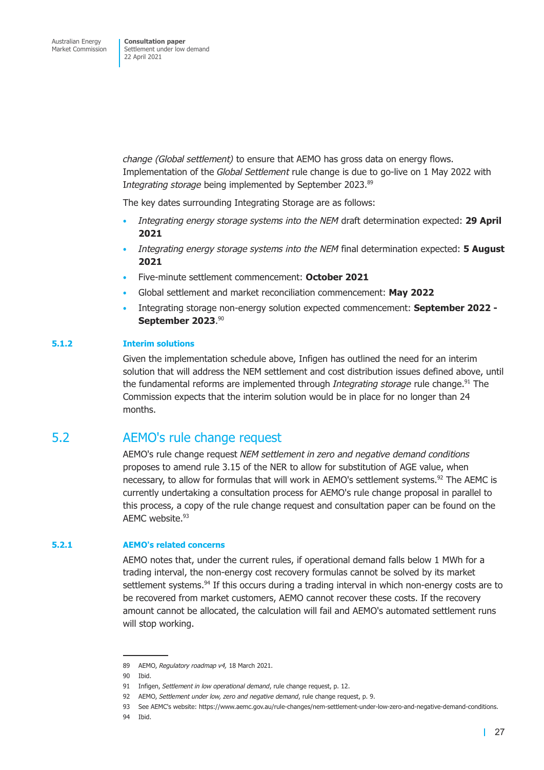*change (Global settlement)* to ensure that AEMO has gross data on energy flows. Implementation of the *Global Settlement* rule change is due to go-live on 1 May 2022 with I*ntegrating storage* being implemented by September 2023.[89]

The key dates surrounding Integrating Storage are as follows:

- *Integrating energy storage systems into the NEM* draft determination expected: **29 April 2021**
- *Integrating energy storage systems into the NEM* final determination expected: **5 August 2021**
- Five-minute settlement commencement: **October 2021**
- Global settlement and market reconciliation commencement: **May 2022**
- Integrating storage non-energy solution expected commencement: **September 2022 - September 2023**.[90]

#### 5.1.2 Interim solutions

Given the implementation schedule above, Infigen has outlined the need for an interim solution that will address the NEM settlement and cost distribution issues defined above, until the fundamental reforms are implemented through *Integrating storage* rule change.[91] The Commission expects that the interim solution would be in place for no longer than 24 months.

## 5.2 AEMO's rule change request

AEMO's rule change request *NEM settlement in zero and negative demand conditions* proposes to amend rule 3.15 of the NER to allow for substitution of AGE value, when necessary, to allow for formulas that will work in AEMO's settlement systems.[92] The AEMC is currently undertaking a consultation process for AEMO's rule change proposal in parallel to this process, a copy of the rule change request and consultation paper can be found on the AEMC website.[93]

#### 5.2.1 AEMO's related concerns

AEMO notes that, under the current rules, if operational demand falls below 1 MWh for a trading interval, the non-energy cost recovery formulas cannot be solved by its market settlement systems.[94] If this occurs during a trading interval in which non-energy costs are to be recovered from market customers, AEMO cannot recover these costs. If the recovery amount cannot be allocated, the calculation will fail and AEMO's automated settlement runs will stop working.

---

89 AEMO, *Regulatory roadmap v4,* 18 March 2021.

90 Ibid.

91 Infigen, *Settlement in low operational demand*, rule change request, p. 12.

92 AEMO, *Settlement under low, zero and negative demand*, rule change request, p. 9.

93 See AEMC's website: https://www.aemc.gov.au/rule-changes/nem-settlement-under-low-zero-and-negative-demand-conditions.

94 Ibid.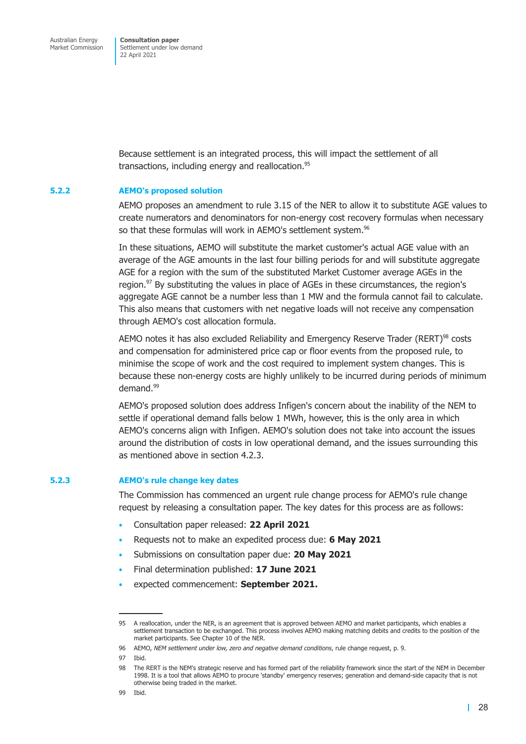Because settlement is an integrated process, this will impact the settlement of all transactions, including energy and reallocation.[95]

### 5.2.2 AEMO's proposed solution

AEMO proposes an amendment to rule 3.15 of the NER to allow it to substitute AGE values to create numerators and denominators for non-energy cost recovery formulas when necessary so that these formulas will work in AEMO's settlement system.[96]

In these situations, AEMO will substitute the market customer's actual AGE value with an average of the AGE amounts in the last four billing periods for and will substitute aggregate AGE for a region with the sum of the substituted Market Customer average AGEs in the region.[97] By substituting the values in place of AGEs in these circumstances, the region's aggregate AGE cannot be a number less than 1 MW and the formula cannot fail to calculate. This also means that customers with net negative loads will not receive any compensation through AEMO's cost allocation formula.

AEMO notes it has also excluded Reliability and Emergency Reserve Trader (RERT)[98] costs and compensation for administered price cap or floor events from the proposed rule, to minimise the scope of work and the cost required to implement system changes. This is because these non-energy costs are highly unlikely to be incurred during periods of minimum demand.[99]

AEMO's proposed solution does address Infigen's concern about the inability of the NEM to settle if operational demand falls below 1 MWh, however, this is the only area in which AEMO's concerns align with Infigen. AEMO's solution does not take into account the issues around the distribution of costs in low operational demand, and the issues surrounding this as mentioned above in section 4.2.3.

### 5.2.3 AEMO's rule change key dates

The Commission has commenced an urgent rule change process for AEMO's rule change request by releasing a consultation paper. The key dates for this process are as follows:

- Consultation paper released: **22 April 2021**
- Requests not to make an expedited process due: **6 May 2021**
- Submissions on consultation paper due: **20 May 2021**
- Final determination published: **17 June 2021**
- expected commencement: **September 2021.**

---

95 A reallocation, under the NER, is an agreement that is approved between AEMO and market participants, which enables a settlement transaction to be exchanged. This process involves AEMO making matching debits and credits to the position of the market participants. See Chapter 10 of the NER.

96 AEMO, *NEM settlement under low, zero and negative demand conditions*, rule change request, p. 9.

97 Ibid.

98 The RERT is the NEM's strategic reserve and has formed part of the reliability framework since the start of the NEM in December 1998. It is a tool that allows AEMO to procure 'standby' emergency reserves; generation and demand-side capacity that is not otherwise being traded in the market.

99 Ibid.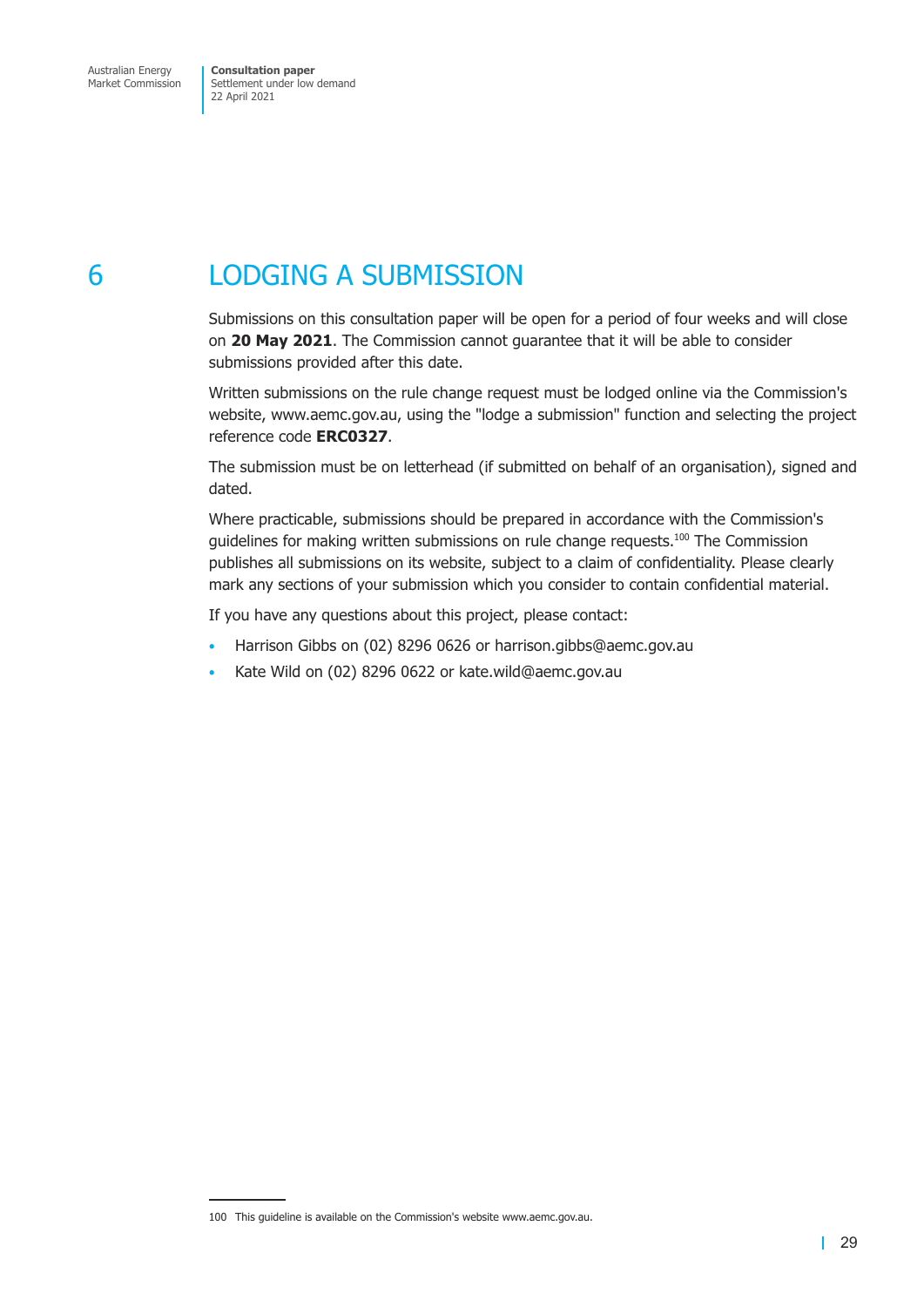# 6 LODGING A SUBMISSION

Submissions on this consultation paper will be open for a period of four weeks and will close on **20 May 2021**. The Commission cannot guarantee that it will be able to consider submissions provided after this date.

Written submissions on the rule change request must be lodged online via the Commission's website, www.aemc.gov.au, using the "lodge a submission" function and selecting the project reference code **ERC0327**.

The submission must be on letterhead (if submitted on behalf of an organisation), signed and dated.

Where practicable, submissions should be prepared in accordance with the Commission's guidelines for making written submissions on rule change requests.[100] The Commission publishes all submissions on its website, subject to a claim of confidentiality. Please clearly mark any sections of your submission which you consider to contain confidential material.

If you have any questions about this project, please contact:

- Harrison Gibbs on (02) 8296 0626 or harrison.gibbs@aemc.gov.au
- Kate Wild on (02) 8296 0622 or kate.wild@aemc.gov.au

100 This guideline is available on the Commission's website www.aemc.gov.au.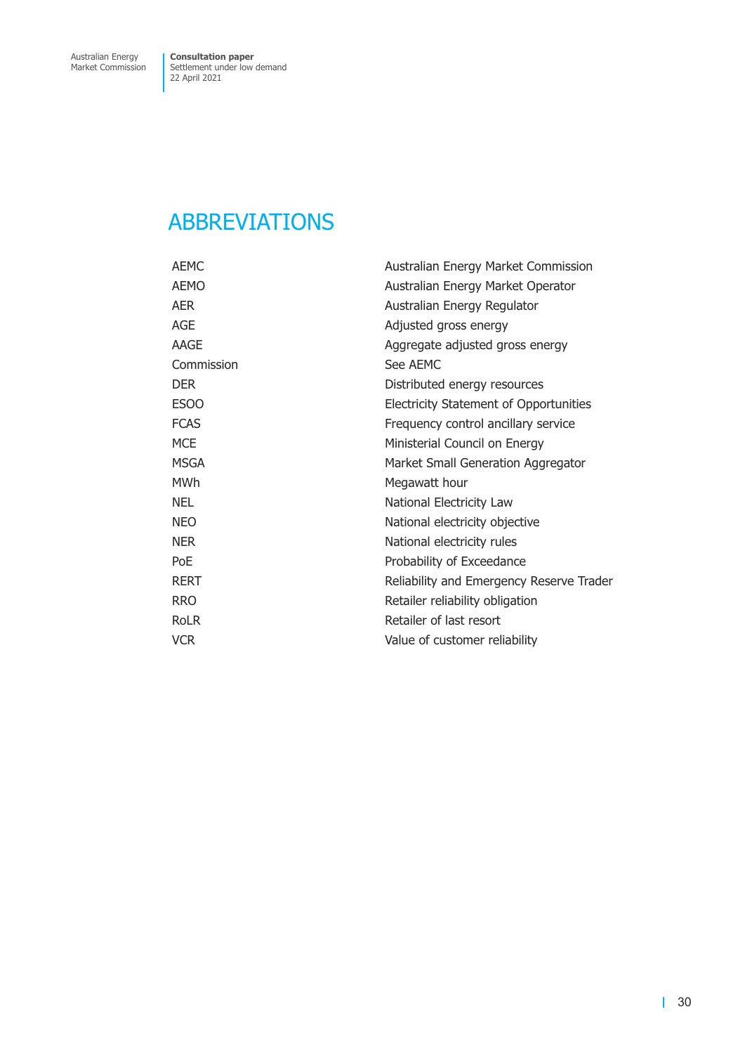# ABBREVIATIONS

| | |
|---|---|
| AEMC | Australian Energy Market Commission |
| AEMO | Australian Energy Market Operator |
| AER | Australian Energy Regulator |
| AGE | Adjusted gross energy |
| AAGE | Aggregate adjusted gross energy |
| Commission | See AEMC |
| DER | Distributed energy resources |
| ESOO | Electricity Statement of Opportunities |
| FCAS | Frequency control ancillary service |
| MCE | Ministerial Council on Energy |
| MSGA | Market Small Generation Aggregator |
| MWh | Megawatt hour |
| NEL | National Electricity Law |
| NEO | National electricity objective |
| NER | National electricity rules |
| PoE | Probability of Exceedance |
| RERT | Reliability and Emergency Reserve Trader |
| RRO | Retailer reliability obligation |
| RoLR | Retailer of last resort |
| VCR | Value of customer reliability |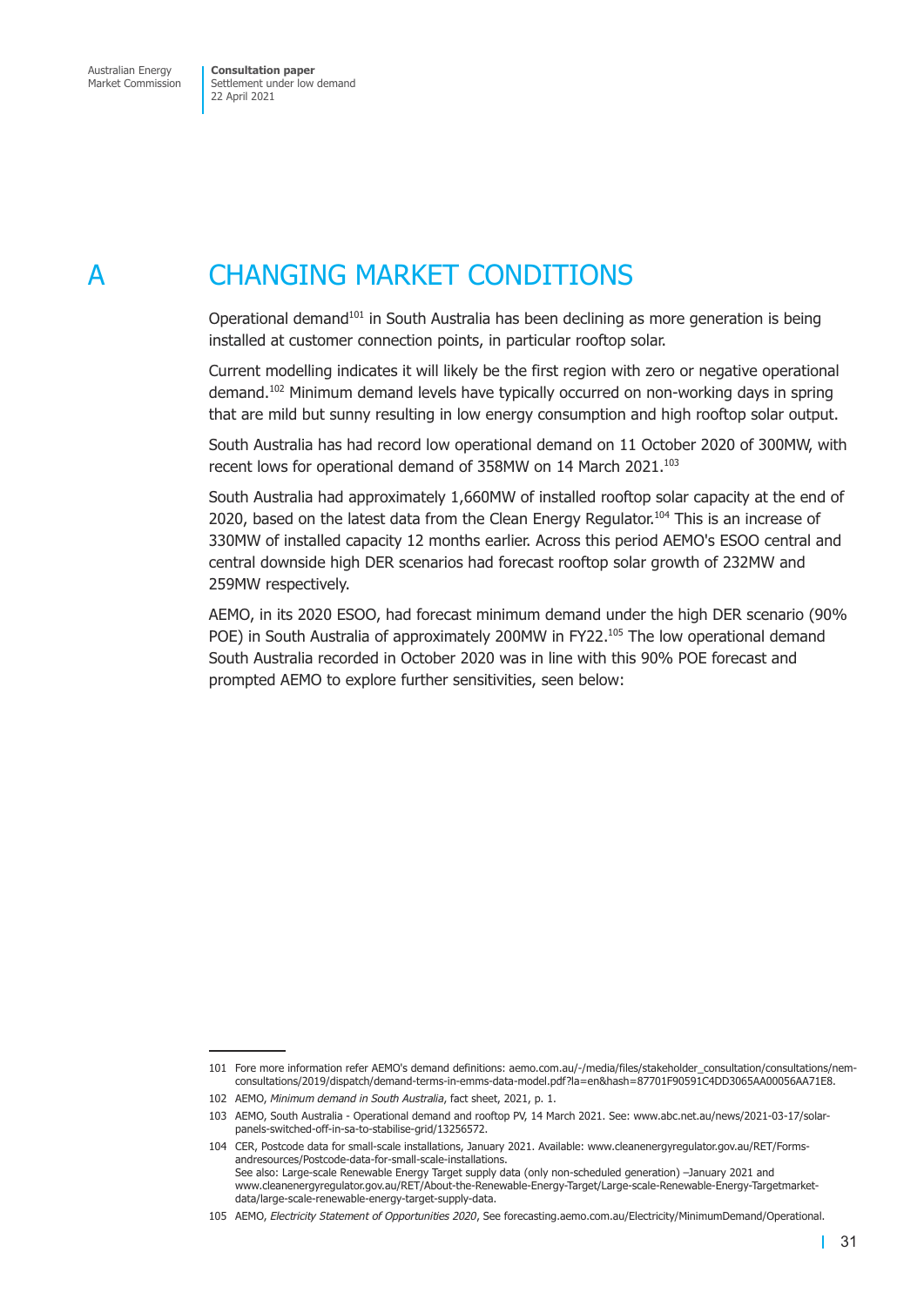# A CHANGING MARKET CONDITIONS

Operational demand[101] in South Australia has been declining as more generation is being installed at customer connection points, in particular rooftop solar.

Current modelling indicates it will likely be the first region with zero or negative operational demand.[102] Minimum demand levels have typically occurred on non-working days in spring that are mild but sunny resulting in low energy consumption and high rooftop solar output.

South Australia has had record low operational demand on 11 October 2020 of 300MW, with recent lows for operational demand of 358MW on 14 March 2021.[103]

South Australia had approximately 1,660MW of installed rooftop solar capacity at the end of 2020, based on the latest data from the Clean Energy Regulator.[104] This is an increase of 330MW of installed capacity 12 months earlier. Across this period AEMO's ESOO central and central downside high DER scenarios had forecast rooftop solar growth of 232MW and 259MW respectively.

AEMO, in its 2020 ESOO, had forecast minimum demand under the high DER scenario (90% POE) in South Australia of approximately 200MW in FY22.[105] The low operational demand South Australia recorded in October 2020 was in line with this 90% POE forecast and prompted AEMO to explore further sensitivities, seen below:

---

101 Fore more information refer AEMO's demand definitions: aemo.com.au/-/media/files/stakeholder_consultation/consultations/nem-consultations/2019/dispatch/demand-terms-in-emms-data-model.pdf?la=en&hash=87701F90591C4DD3065AA00056AA71E8.

102 AEMO, *Minimum demand in South Australia*, fact sheet, 2021, p. 1.

103 AEMO, South Australia - Operational demand and rooftop PV, 14 March 2021. See: www.abc.net.au/news/2021-03-17/solar-panels-switched-off-in-sa-to-stabilise-grid/13256572.

104 CER, Postcode data for small-scale installations, January 2021. Available: www.cleanenergyregulator.gov.au/RET/Forms-andresources/Postcode-data-for-small-scale-installations.
See also: Large-scale Renewable Energy Target supply data (only non-scheduled generation) –January 2021 and www.cleanenergyregulator.gov.au/RET/About-the-Renewable-Energy-Target/Large-scale-Renewable-Energy-Targetmarket-data/large-scale-renewable-energy-target-supply-data.

105 AEMO, *Electricity Statement of Opportunities 2020*, See forecasting.aemo.com.au/Electricity/MinimumDemand/Operational.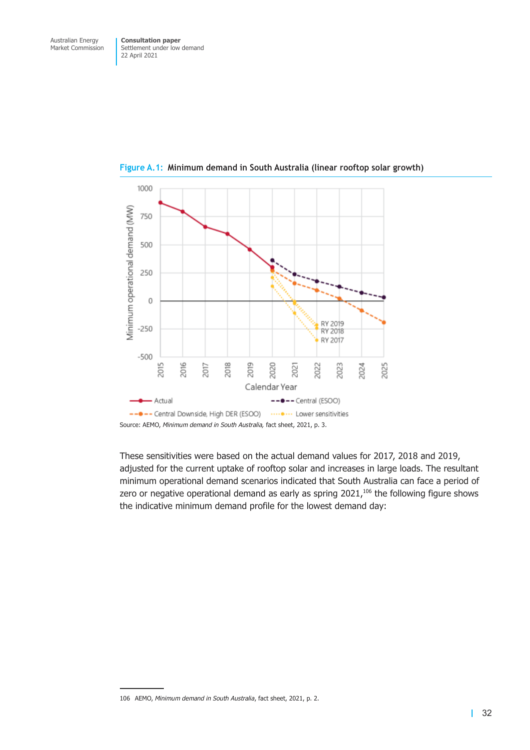**Figure A.1: Minimum demand in South Australia (linear rooftop solar growth)**

Source: AEMO, *Minimum demand in South Australia,* fact sheet, 2021, p. 3.

These sensitivities were based on the actual demand values for 2017, 2018 and 2019, adjusted for the current uptake of rooftop solar and increases in large loads. The resultant minimum operational demand scenarios indicated that South Australia can face a period of zero or negative operational demand as early as spring 2021,[106] the following figure shows the indicative minimum demand profile for the lowest demand day:

106 AEMO, *Minimum demand in South Australia*, fact sheet, 2021, p. 2.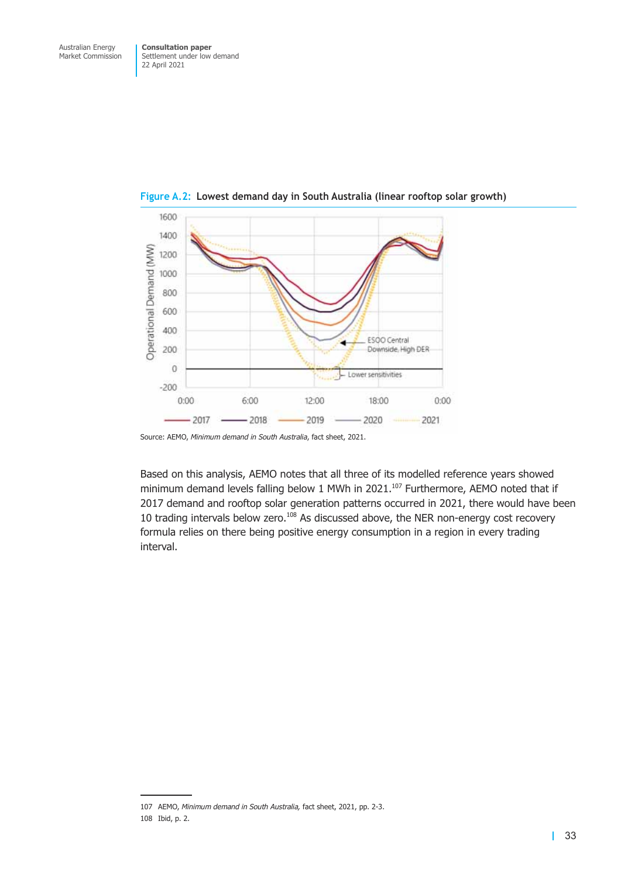Figure A.2: Lowest demand day in South Australia (linear rooftop solar growth)

Source: AEMO, *Minimum demand in South Australia*, fact sheet, 2021.

Based on this analysis, AEMO notes that all three of its modelled reference years showed minimum demand levels falling below 1 MWh in 2021.[107] Furthermore, AEMO noted that if 2017 demand and rooftop solar generation patterns occurred in 2021, there would have been 10 trading intervals below zero.[108] As discussed above, the NER non-energy cost recovery formula relies on there being positive energy consumption in a region in every trading interval.

107 AEMO, *Minimum demand in South Australia,* fact sheet, 2021, pp. 2-3.

108 Ibid, p. 2.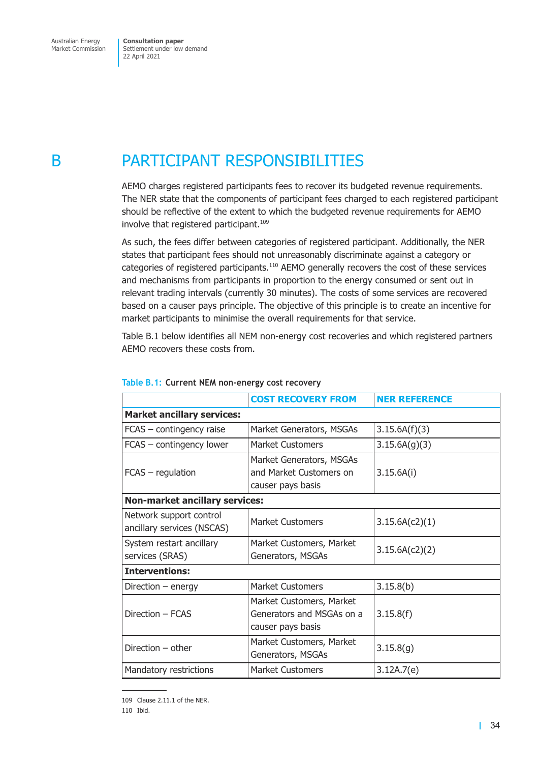# B PARTICIPANT RESPONSIBILITIES

AEMO charges registered participants fees to recover its budgeted revenue requirements. The NER state that the components of participant fees charged to each registered participant should be reflective of the extent to which the budgeted revenue requirements for AEMO involve that registered participant.[109]

As such, the fees differ between categories of registered participant. Additionally, the NER states that participant fees should not unreasonably discriminate against a category or categories of registered participants.[110] AEMO generally recovers the cost of these services and mechanisms from participants in proportion to the energy consumed or sent out in relevant trading intervals (currently 30 minutes). The costs of some services are recovered based on a causer pays principle. The objective of this principle is to create an incentive for market participants to minimise the overall requirements for that service.

Table B.1 below identifies all NEM non-energy cost recoveries and which registered partners AEMO recovers these costs from.

**Table B.1: Current NEM non-energy cost recovery**

| | COST RECOVERY FROM | NER REFERENCE |
|---|---|---|
| **Market ancillary services:** | | |
| FCAS – contingency raise | Market Generators, MSGAs | 3.15.6A(f)(3) |
| FCAS – contingency lower | Market Customers | 3.15.6A(g)(3) |
| FCAS – regulation | Market Generators, MSGAs and Market Customers on causer pays basis | 3.15.6A(i) |
| **Non-market ancillary services:** | | |
| Network support control ancillary services (NSCAS) | Market Customers | 3.15.6A(c2)(1) |
| System restart ancillary services (SRAS) | Market Customers, Market Generators, MSGAs | 3.15.6A(c2)(2) |
| **Interventions:** | | |
| Direction – energy | Market Customers | 3.15.8(b) |
| Direction – FCAS | Market Customers, Market Generators and MSGAs on a causer pays basis | 3.15.8(f) |
| Direction – other | Market Customers, Market Generators, MSGAs | 3.15.8(g) |
| Mandatory restrictions | Market Customers | 3.12A.7(e) |

109 Clause 2.11.1 of the NER.

110 Ibid.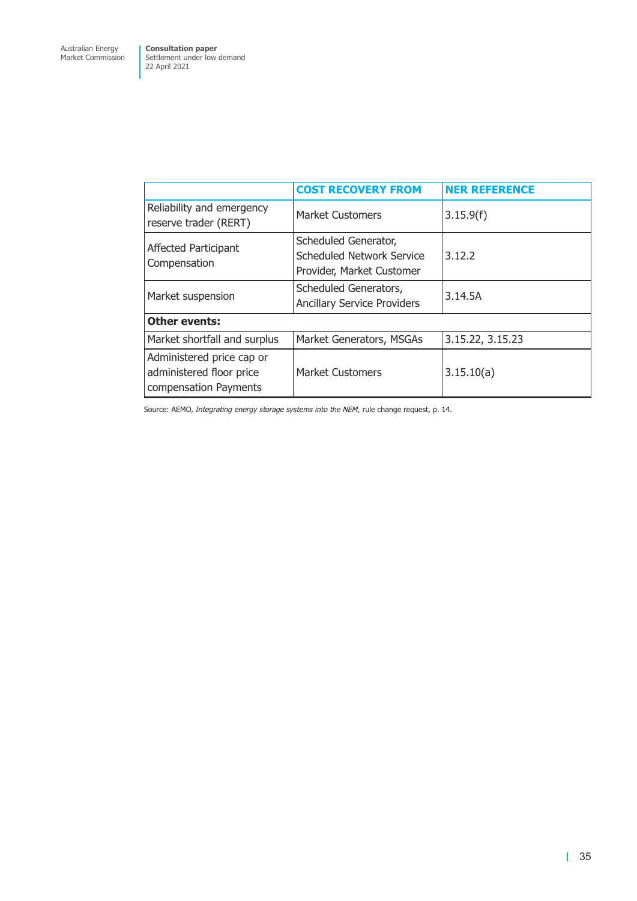| | COST RECOVERY FROM | NER REFERENCE |
|---|---|---|
| Reliability and emergency reserve trader (RERT) | Market Customers | 3.15.9(f) |
| Affected Participant Compensation | Scheduled Generator, Scheduled Network Service Provider, Market Customer | 3.12.2 |
| Market suspension | Scheduled Generators, Ancillary Service Providers | 3.14.5A |
| **Other events:** | | |
| Market shortfall and surplus | Market Generators, MSGAs | 3.15.22, 3.15.23 |
| Administered price cap or administered floor price compensation Payments | Market Customers | 3.15.10(a) |

Source: AEMO, *Integrating energy storage systems into the NEM,* rule change request, p. 14.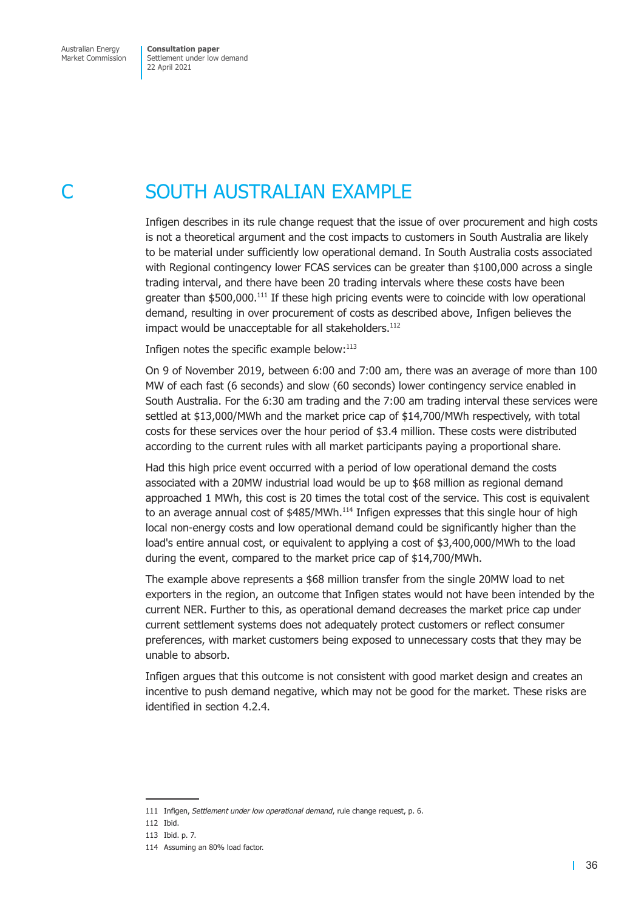# C SOUTH AUSTRALIAN EXAMPLE

Infigen describes in its rule change request that the issue of over procurement and high costs is not a theoretical argument and the cost impacts to customers in South Australia are likely to be material under sufficiently low operational demand. In South Australia costs associated with Regional contingency lower FCAS services can be greater than $100,000 across a single trading interval, and there have been 20 trading intervals where these costs have been greater than $500,000.[111] If these high pricing events were to coincide with low operational demand, resulting in over procurement of costs as described above, Infigen believes the impact would be unacceptable for all stakeholders.[112]

Infigen notes the specific example below:[113]

On 9 of November 2019, between 6:00 and 7:00 am, there was an average of more than 100 MW of each fast (6 seconds) and slow (60 seconds) lower contingency service enabled in South Australia. For the 6:30 am trading and the 7:00 am trading interval these services were settled at $13,000/MWh and the market price cap of $14,700/MWh respectively, with total costs for these services over the hour period of $3.4 million. These costs were distributed according to the current rules with all market participants paying a proportional share.

Had this high price event occurred with a period of low operational demand the costs associated with a 20MW industrial load would be up to $68 million as regional demand approached 1 MWh, this cost is 20 times the total cost of the service. This cost is equivalent to an average annual cost of $485/MWh.[114] Infigen expresses that this single hour of high local non-energy costs and low operational demand could be significantly higher than the load's entire annual cost, or equivalent to applying a cost of $3,400,000/MWh to the load during the event, compared to the market price cap of $14,700/MWh.

The example above represents a $68 million transfer from the single 20MW load to net exporters in the region, an outcome that Infigen states would not have been intended by the current NER. Further to this, as operational demand decreases the market price cap under current settlement systems does not adequately protect customers or reflect consumer preferences, with market customers being exposed to unnecessary costs that they may be unable to absorb.

Infigen argues that this outcome is not consistent with good market design and creates an incentive to push demand negative, which may not be good for the market. These risks are identified in section 4.2.4.

---

111 Infigen, *Settlement under low operational demand*, rule change request, p. 6.

112 Ibid.

113 Ibid. p. 7.

114 Assuming an 80% load factor.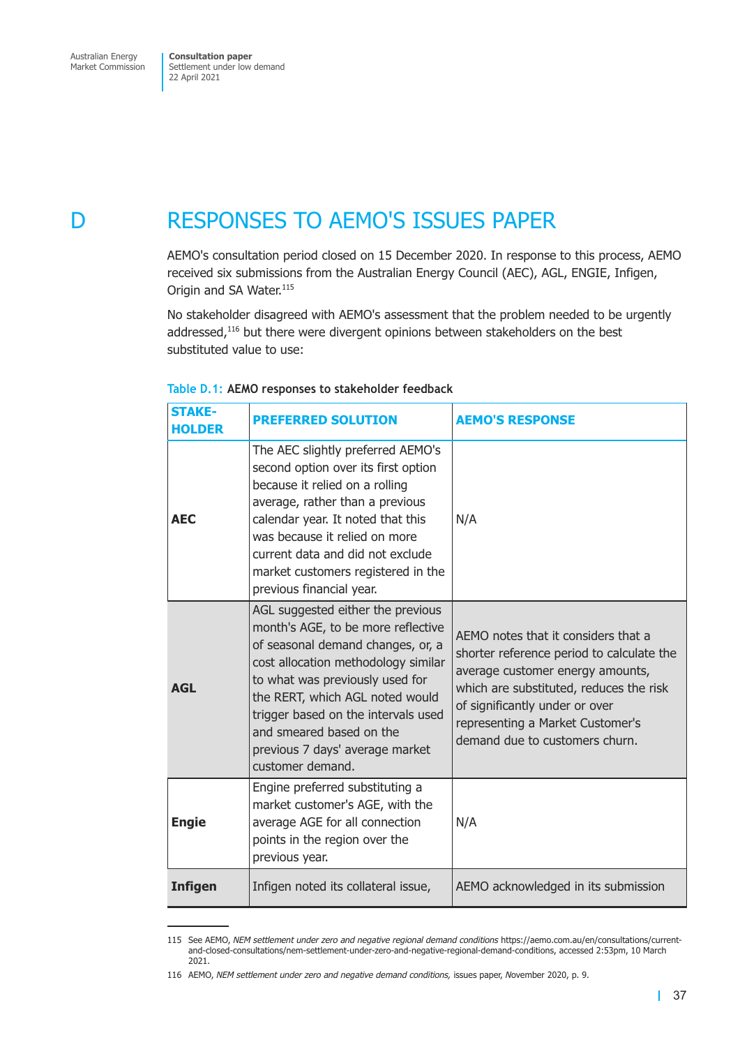# D RESPONSES TO AEMO'S ISSUES PAPER

AEMO's consultation period closed on 15 December 2020. In response to this process, AEMO received six submissions from the Australian Energy Council (AEC), AGL, ENGIE, Infigen, Origin and SA Water.[115]

No stakeholder disagreed with AEMO's assessment that the problem needed to be urgently addressed,[116] but there were divergent opinions between stakeholders on the best substituted value to use:

Table D.1: **AEMO responses to stakeholder feedback**

| STAKE-HOLDER | PREFERRED SOLUTION | AEMO'S RESPONSE |
|---|---|---|
| **AEC** | The AEC slightly preferred AEMO's second option over its first option because it relied on a rolling average, rather than a previous calendar year. It noted that this was because it relied on more current data and did not exclude market customers registered in the previous financial year. | N/A |
| **AGL** | AGL suggested either the previous month's AGE, to be more reflective of seasonal demand changes, or, a cost allocation methodology similar to what was previously used for the RERT, which AGL noted would trigger based on the intervals used and smeared based on the previous 7 days' average market customer demand. | AEMO notes that it considers that a shorter reference period to calculate the average customer energy amounts, which are substituted, reduces the risk of significantly under or over representing a Market Customer's demand due to customers churn. |
| **Engie** | Engine preferred substituting a market customer's AGE, with the average AGE for all connection points in the region over the previous year. | N/A |
| **Infigen** | Infigen noted its collateral issue, | AEMO acknowledged in its submission |

115 See AEMO, *NEM settlement under zero and negative regional demand conditions* https://aemo.com.au/en/consultations/current-and-closed-consultations/nem-settlement-under-zero-and-negative-regional-demand-conditions, accessed 2:53pm, 10 March 2021.

116 AEMO, *NEM settlement under zero and negative demand conditions,* issues paper, November 2020, p. 9.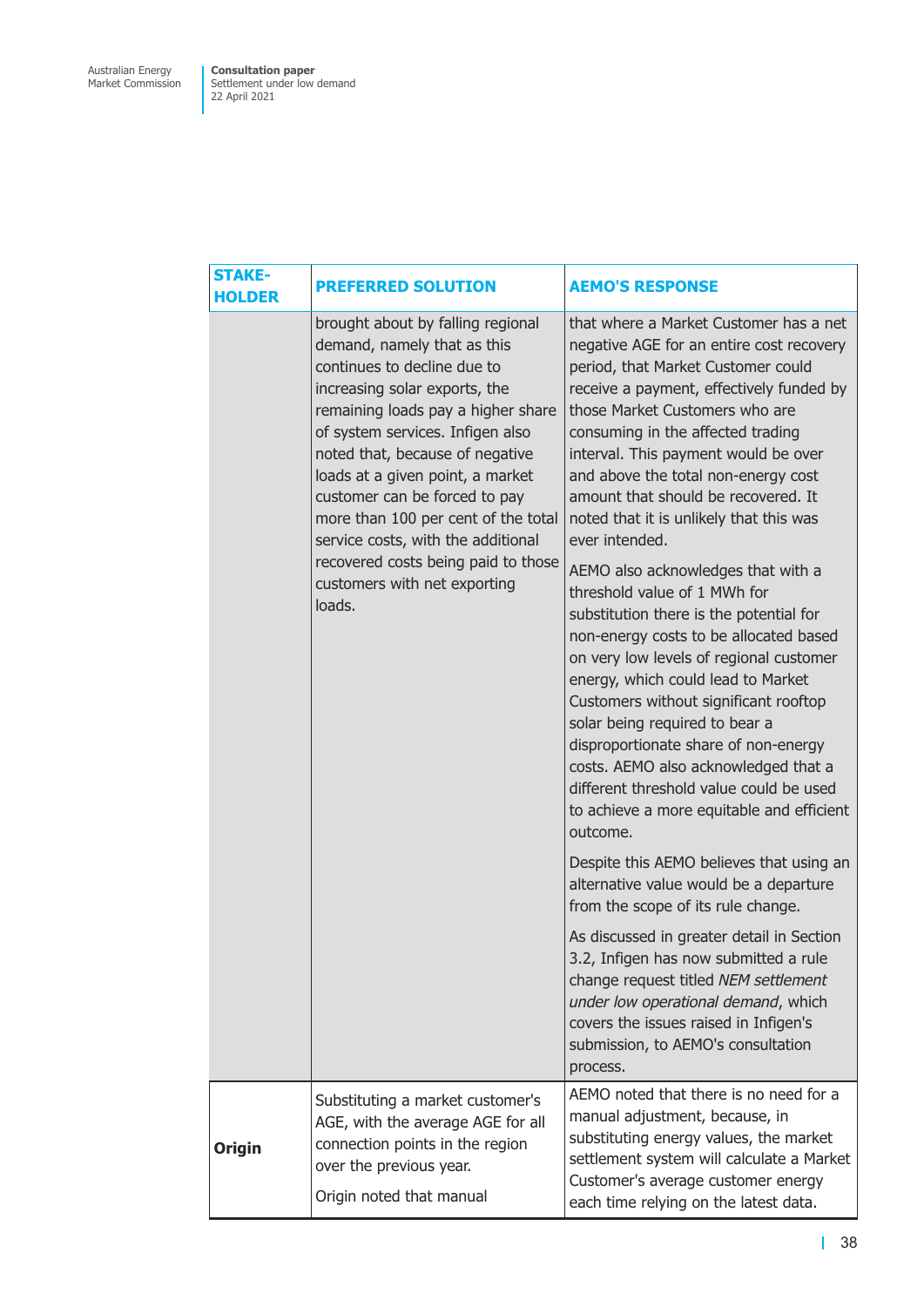| STAKE-HOLDER | PREFERRED SOLUTION | AEMO'S RESPONSE |
|---|---|---|
| | brought about by falling regional demand, namely that as this continues to decline due to increasing solar exports, the remaining loads pay a higher share of system services. Infigen also noted that, because of negative loads at a given point, a market customer can be forced to pay more than 100 per cent of the total service costs, with the additional recovered costs being paid to those customers with net exporting loads. | that where a Market Customer has a net negative AGE for an entire cost recovery period, that Market Customer could receive a payment, effectively funded by those Market Customers who are consuming in the affected trading interval. This payment would be over and above the total non-energy cost amount that should be recovered. It noted that it is unlikely that this was ever intended.<br><br>AEMO also acknowledges that with a threshold value of 1 MWh for substitution there is the potential for non-energy costs to be allocated based on very low levels of regional customer energy, which could lead to Market Customers without significant rooftop solar being required to bear a disproportionate share of non-energy costs. AEMO also acknowledged that a different threshold value could be used to achieve a more equitable and efficient outcome.<br><br>Despite this AEMO believes that using an alternative value would be a departure from the scope of its rule change.<br><br>As discussed in greater detail in Section 3.2, Infigen has now submitted a rule change request titled *NEM settlement under low operational demand*, which covers the issues raised in Infigen's submission, to AEMO's consultation process. |
| **Origin** | Substituting a market customer's AGE, with the average AGE for all connection points in the region over the previous year.<br><br>Origin noted that manual | AEMO noted that there is no need for a manual adjustment, because, in substituting energy values, the market settlement system will calculate a Market Customer's average customer energy each time relying on the latest data. |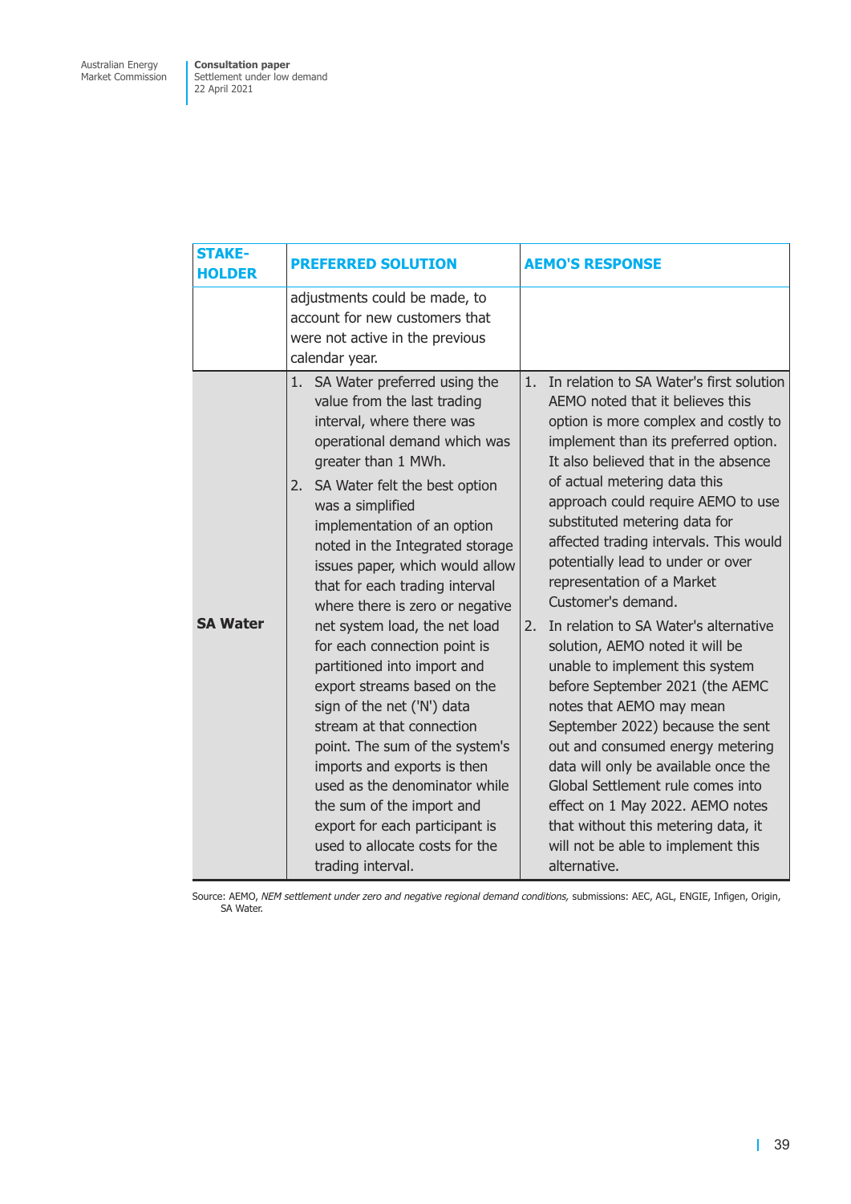| STAKEHOLDER | PREFERRED SOLUTION | AEMO'S RESPONSE |
|---|---|---|
| | adjustments could be made, to account for new customers that were not active in the previous calendar year. | |
| **SA Water** | 1. SA Water preferred using the value from the last trading interval, where there was operational demand which was greater than 1 MWh.<br>2. SA Water felt the best option was a simplified implementation of an option noted in the Integrated storage issues paper, which would allow that for each trading interval where there is zero or negative net system load, the net load for each connection point is partitioned into import and export streams based on the sign of the net ('N') data stream at that connection point. The sum of the system's imports and exports is then used as the denominator while the sum of the import and export for each participant is used to allocate costs for the trading interval. | 1. In relation to SA Water's first solution AEMO noted that it believes this option is more complex and costly to implement than its preferred option. It also believed that in the absence of actual metering data this approach could require AEMO to use substituted metering data for affected trading intervals. This would potentially lead to under or over representation of a Market Customer's demand.<br>2. In relation to SA Water's alternative solution, AEMO noted it will be unable to implement this system before September 2021 (the AEMC notes that AEMO may mean September 2022) because the sent out and consumed energy metering data will only be available once the Global Settlement rule comes into effect on 1 May 2022. AEMO notes that without this metering data, it will not be able to implement this alternative. |

Source: AEMO, *NEM settlement under zero and negative regional demand conditions,* submissions: AEC, AGL, ENGIE, Infigen, Origin, SA Water.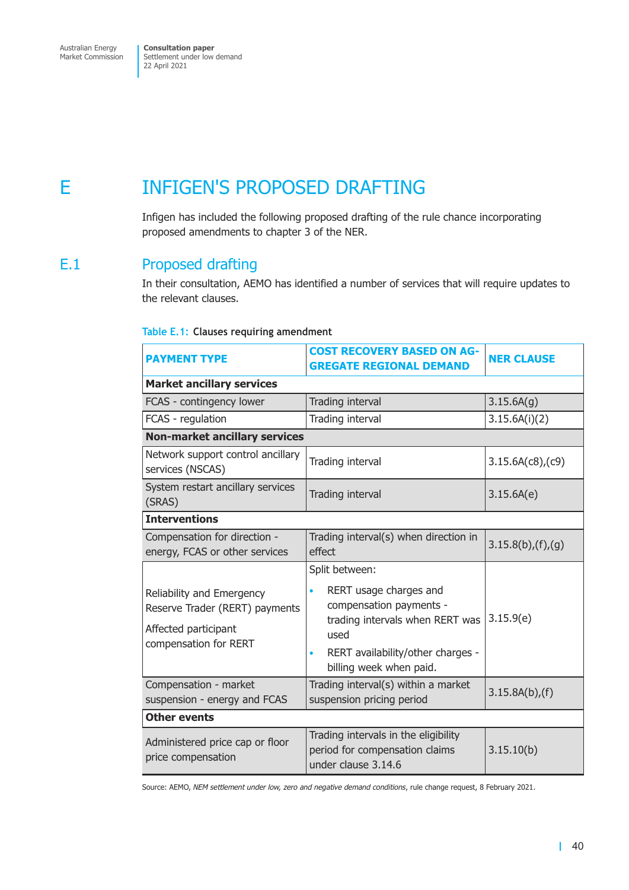# E INFIGEN'S PROPOSED DRAFTING

Infigen has included the following proposed drafting of the rule chance incorporating proposed amendments to chapter 3 of the NER.

## E.1 Proposed drafting

In their consultation, AEMO has identified a number of services that will require updates to the relevant clauses.

Table E.1: **Clauses requiring amendment**

| PAYMENT TYPE | COST RECOVERY BASED ON AGGREGATE REGIONAL DEMAND | NER CLAUSE |
|---|---|---|
| **Market ancillary services** | | |
| FCAS - contingency lower | Trading interval | 3.15.6A(g) |
| FCAS - regulation | Trading interval | 3.15.6A(i)(2) |
| **Non-market ancillary services** | | |
| Network support control ancillary services (NSCAS) | Trading interval | 3.15.6A(c8),(c9) |
| System restart ancillary services (SRAS) | Trading interval | 3.15.6A(e) |
| **Interventions** | | |
| Compensation for direction - energy, FCAS or other services | Trading interval(s) when direction in effect | 3.15.8(b),(f),(g) |
| Reliability and Emergency Reserve Trader (RERT) payments<br><br>Affected participant compensation for RERT | Split between:<br>• RERT usage charges and compensation payments - trading intervals when RERT was used<br>• RERT availability/other charges - billing week when paid. | 3.15.9(e) |
| Compensation - market suspension - energy and FCAS | Trading interval(s) within a market suspension pricing period | 3.15.8A(b),(f) |
| **Other events** | | |
| Administered price cap or floor price compensation | Trading intervals in the eligibility period for compensation claims under clause 3.14.6 | 3.15.10(b) |

Source: AEMO, *NEM settlement under low, zero and negative demand conditions*, rule change request, 8 February 2021.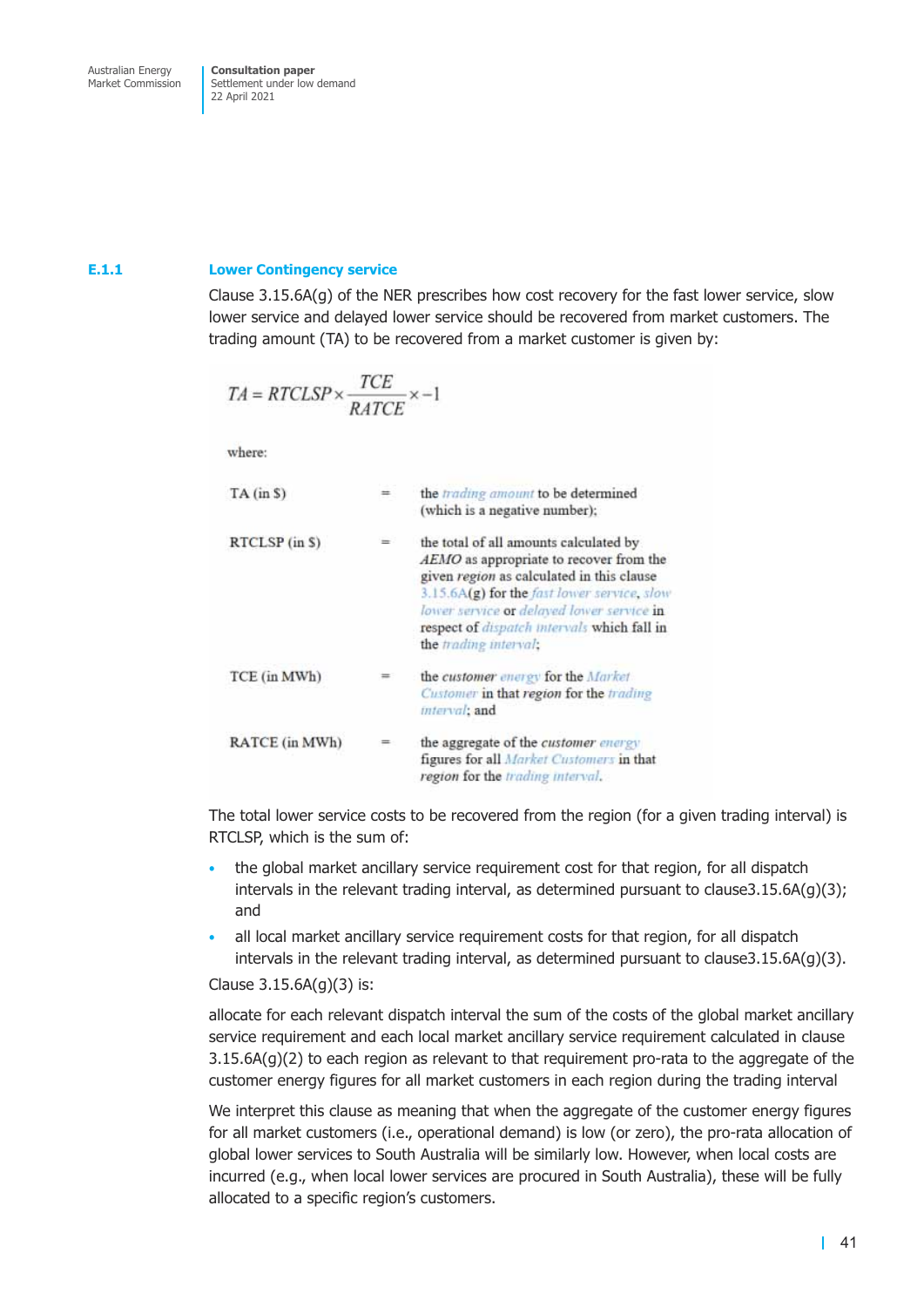### E.1.1 Lower Contingency service

Clause 3.15.6A(g) of the NER prescribes how cost recovery for the fast lower service, slow lower service and delayed lower service should be recovered from market customers. The trading amount (TA) to be recovered from a market customer is given by:

$$TA = RTCLSP \times \frac{TCE}{RATCE} \times -1$$

where:

| | | |
|---|---|---|
| TA (in $) | = | the *trading amount* to be determined (which is a negative number); |
| RTCLSP (in $) | = | the total of all amounts calculated by *AEMO* as appropriate to recover from the given *region* as calculated in this clause 3.15.6A(g) for the *fast lower service*, *slow lower service* or *delayed lower service* in respect of *dispatch intervals* which fall in the *trading interval*; |
| TCE (in MWh) | = | the *customer energy* for the *Market Customer* in that *region* for the *trading interval*; and |
| RATCE (in MWh) | = | the aggregate of the *customer energy* figures for all *Market Customers* in that *region* for the *trading interval*. |

The total lower service costs to be recovered from the region (for a given trading interval) is RTCLSP, which is the sum of:

- the global market ancillary service requirement cost for that region, for all dispatch intervals in the relevant trading interval, as determined pursuant to clause3.15.6A(g)(3); and
- all local market ancillary service requirement costs for that region, for all dispatch intervals in the relevant trading interval, as determined pursuant to clause3.15.6A(g)(3).

Clause 3.15.6A(g)(3) is:

allocate for each relevant dispatch interval the sum of the costs of the global market ancillary service requirement and each local market ancillary service requirement calculated in clause 3.15.6A(g)(2) to each region as relevant to that requirement pro-rata to the aggregate of the customer energy figures for all market customers in each region during the trading interval

We interpret this clause as meaning that when the aggregate of the customer energy figures for all market customers (i.e., operational demand) is low (or zero), the pro-rata allocation of global lower services to South Australia will be similarly low. However, when local costs are incurred (e.g., when local lower services are procured in South Australia), these will be fully allocated to a specific region's customers.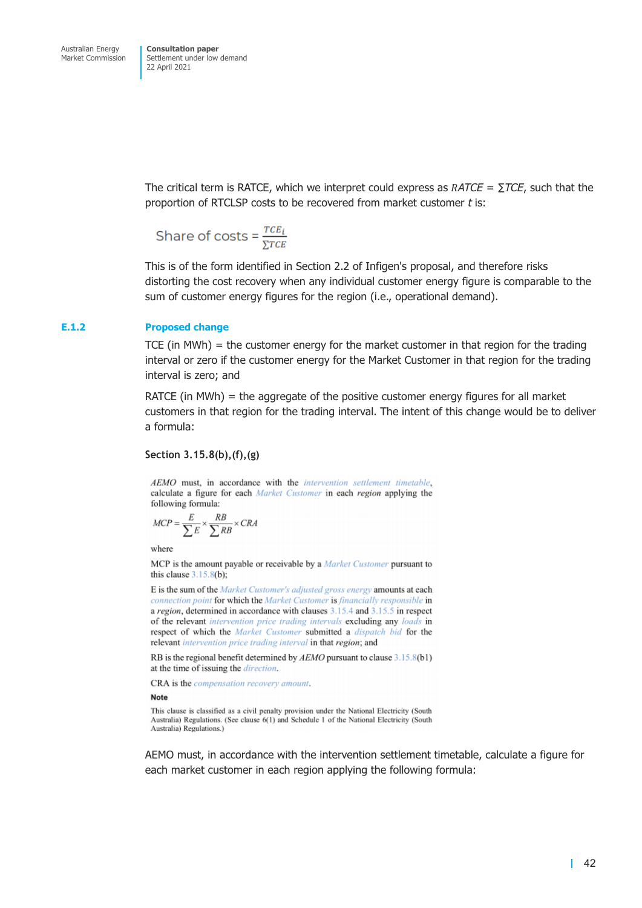The critical term is RATCE, which we interpret could express as $RATCE = \sum TCE$, such that the proportion of RTCLSP costs to be recovered from market customer *t* is:

$$\text{Share of costs} = \frac{TCE_i}{\sum TCE}$$

This is of the form identified in Section 2.2 of Infigen's proposal, and therefore risks distorting the cost recovery when any individual customer energy figure is comparable to the sum of customer energy figures for the region (i.e., operational demand).

### E.1.2 Proposed change

TCE (in MWh) = the customer energy for the market customer in that region for the trading interval or zero if the customer energy for the Market Customer in that region for the trading interval is zero; and

RATCE (in MWh) = the aggregate of the positive customer energy figures for all market customers in that region for the trading interval. The intent of this change would be to deliver a formula:

**Section 3.15.8(b),(f),(g)**

*AEMO* must, in accordance with the *intervention settlement timetable*, calculate a figure for each *Market Customer* in each *region* applying the following formula:

$$MCP = \frac{E}{\sum E} \times \frac{RB}{\sum RB} \times CRA$$

where

MCP is the amount payable or receivable by a *Market Customer* pursuant to this clause 3.15.8(b);

E is the sum of the *Market Customer's adjusted gross energy* amounts at each *connection point* for which the *Market Customer* is *financially responsible* in a *region*, determined in accordance with clauses 3.15.4 and 3.15.5 in respect of the relevant *intervention price trading intervals* excluding any *loads* in respect of which the *Market Customer* submitted a *dispatch bid* for the relevant *intervention price trading interval* in that *region*; and

RB is the regional benefit determined by *AEMO* pursuant to clause 3.15.8(b1) at the time of issuing the *direction*.

CRA is the *compensation recovery amount*.

**Note**

This clause is classified as a civil penalty provision under the National Electricity (South Australia) Regulations. (See clause 6(1) and Schedule 1 of the National Electricity (South Australia) Regulations.)

AEMO must, in accordance with the intervention settlement timetable, calculate a figure for each market customer in each region applying the following formula: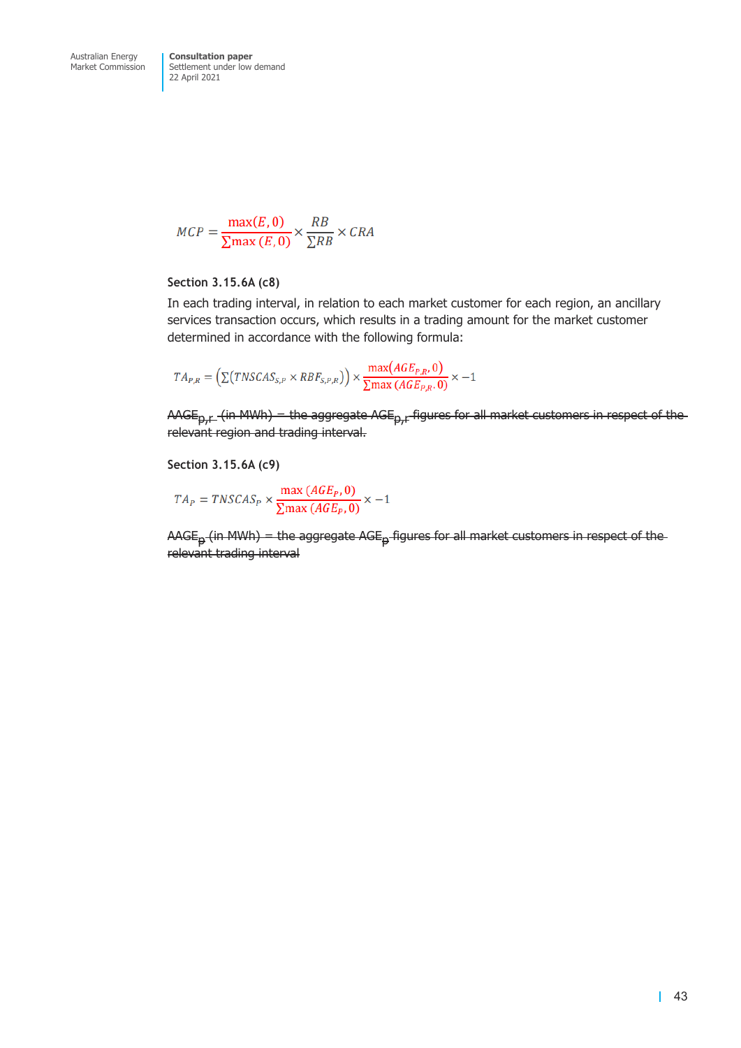$$MCP = \frac{\max(E, 0)}{\sum \max(E, 0)} \times \frac{RB}{\sum RB} \times CRA$$

**Section 3.15.6A (c8)**

In each trading interval, in relation to each market customer for each region, an ancillary services transaction occurs, which results in a trading amount for the market customer determined in accordance with the following formula:

$$TA_{P,R} = \left(\sum (TNSCAS_{S,P} \times RBF_{S,P,R})\right) \times \frac{\max(AGE_{P,R}, 0)}{\sum \max(AGE_{P,R}, 0)} \times -1$$

~~$AAGE_{p,r}$ (in MWh) = the aggregate $AGE_{p,r}$ figures for all market customers in respect of the relevant region and trading interval.~~

**Section 3.15.6A (c9)**

$$TA_P = TNSCAS_P \times \frac{\max(AGE_P, 0)}{\sum \max(AGE_P, 0)} \times -1$$

~~$AAGE_p$ (in MWh) = the aggregate $AGE_p$ figures for all market customers in respect of the relevant trading interval~~